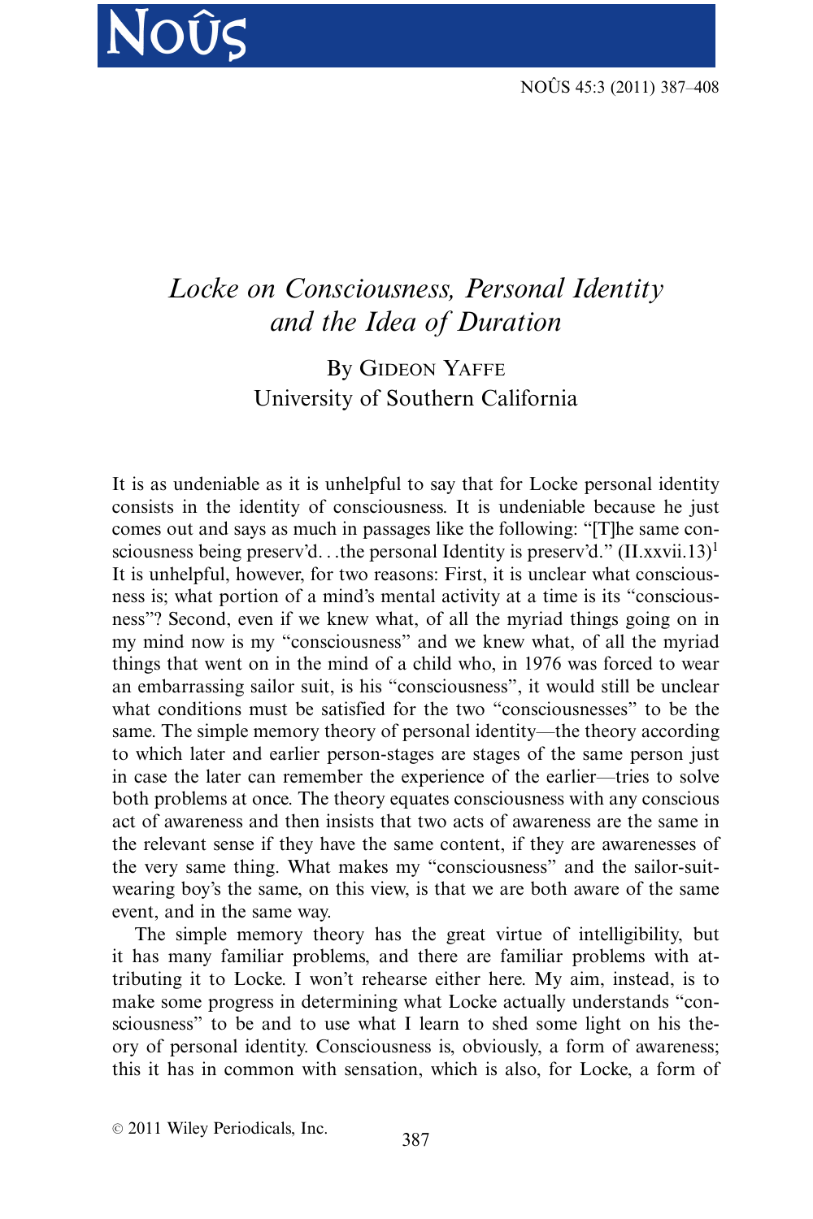# Locke on Consciousness, Personal Identity and the Idea of Duration

By Gideon Yaffe
University of Southern California

It is as undeniable as it is unhelpful to say that for Locke personal identity consists in the identity of consciousness. It is undeniable because he just comes out and says as much in passages like the following: "[T]he same consciousness being preserv'd. . .the personal Identity is preserv'd." (II.xxvii.13)[1] It is unhelpful, however, for two reasons: First, it is unclear what consciousness is; what portion of a mind's mental activity at a time is its "consciousness"? Second, even if we knew what, of all the myriad things going on in my mind now is my "consciousness" and we knew what, of all the myriad things that went on in the mind of a child who, in 1976 was forced to wear an embarrassing sailor suit, is his "consciousness", it would still be unclear what conditions must be satisfied for the two "consciousnesses" to be the same. The simple memory theory of personal identity—the theory according to which later and earlier person-stages are stages of the same person just in case the later can remember the experience of the earlier—tries to solve both problems at once. The theory equates consciousness with any conscious act of awareness and then insists that two acts of awareness are the same in the relevant sense if they have the same content, if they are awarenesses of the very same thing. What makes my "consciousness" and the sailor-suit-wearing boy's the same, on this view, is that we are both aware of the same event, and in the same way.

The simple memory theory has the great virtue of intelligibility, but it has many familiar problems, and there are familiar problems with attributing it to Locke. I won't rehearse either here. My aim, instead, is to make some progress in determining what Locke actually understands "consciousness" to be and to use what I learn to shed some light on his theory of personal identity. Consciousness is, obviously, a form of awareness; this it has in common with sensation, which is also, for Locke, a form of

© 2011 Wiley Periodicals, Inc.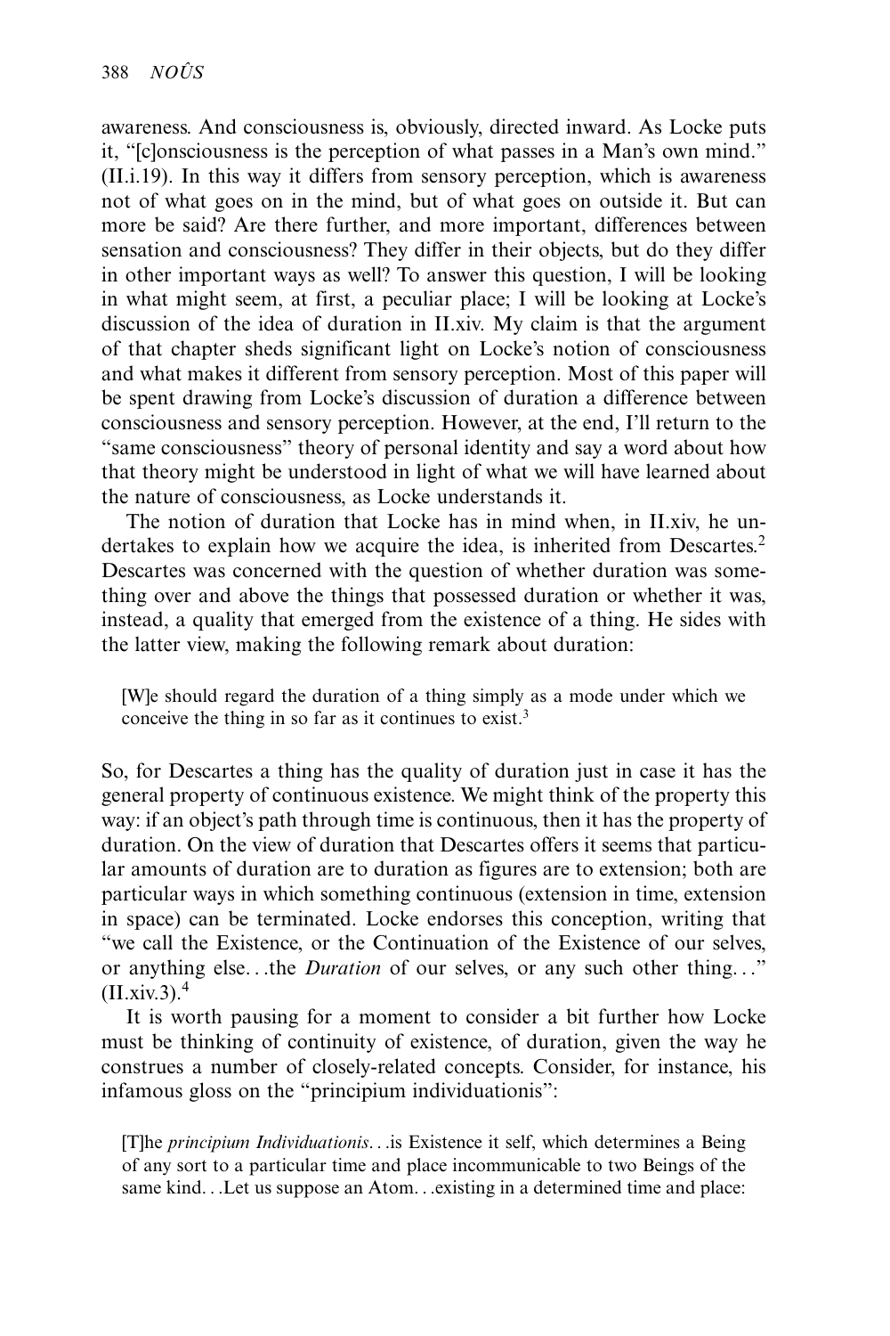awareness. And consciousness is, obviously, directed inward. As Locke puts it, "[c]onsciousness is the perception of what passes in a Man's own mind." (II.i.19). In this way it differs from sensory perception, which is awareness not of what goes on in the mind, but of what goes on outside it. But can more be said? Are there further, and more important, differences between sensation and consciousness? They differ in their objects, but do they differ in other important ways as well? To answer this question, I will be looking in what might seem, at first, a peculiar place; I will be looking at Locke's discussion of the idea of duration in II.xiv. My claim is that the argument of that chapter sheds significant light on Locke's notion of consciousness and what makes it different from sensory perception. Most of this paper will be spent drawing from Locke's discussion of duration a difference between consciousness and sensory perception. However, at the end, I'll return to the "same consciousness" theory of personal identity and say a word about how that theory might be understood in light of what we will have learned about the nature of consciousness, as Locke understands it.

The notion of duration that Locke has in mind when, in II.xiv, he undertakes to explain how we acquire the idea, is inherited from Descartes.[2] Descartes was concerned with the question of whether duration was something over and above the things that possessed duration or whether it was, instead, a quality that emerged from the existence of a thing. He sides with the latter view, making the following remark about duration:

> [W]e should regard the duration of a thing simply as a mode under which we conceive the thing in so far as it continues to exist.[3]

So, for Descartes a thing has the quality of duration just in case it has the general property of continuous existence. We might think of the property this way: if an object's path through time is continuous, then it has the property of duration. On the view of duration that Descartes offers it seems that particular amounts of duration are to duration as figures are to extension; both are particular ways in which something continuous (extension in time, extension in space) can be terminated. Locke endorses this conception, writing that "we call the Existence, or the Continuation of the Existence of our selves, or anything else. . .the *Duration* of our selves, or any such other thing. . ." (II.xiv.3).[4]

It is worth pausing for a moment to consider a bit further how Locke must be thinking of continuity of existence, of duration, given the way he construes a number of closely-related concepts. Consider, for instance, his infamous gloss on the "principium individuationis":

> [T]he *principium Individuationis*. . .is Existence it self, which determines a Being of any sort to a particular time and place incommunicable to two Beings of the same kind. . .Let us suppose an Atom. . .existing in a determined time and place: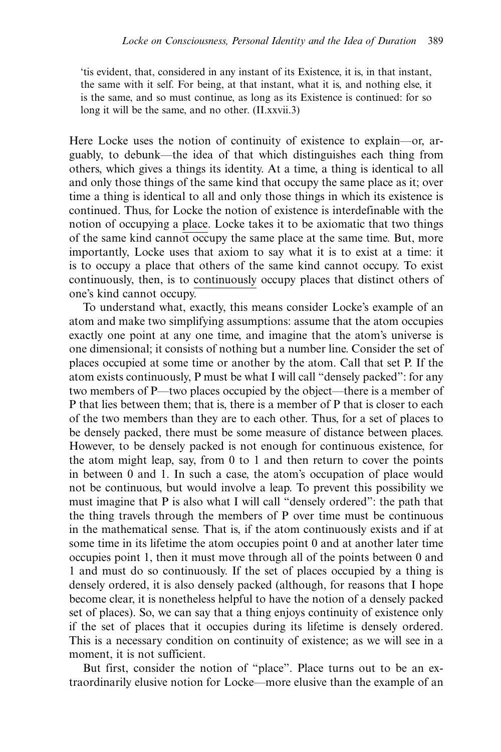'tis evident, that, considered in any instant of its Existence, it is, in that instant, the same with it self. For being, at that instant, what it is, and nothing else, it is the same, and so must continue, as long as its Existence is continued: for so long it will be the same, and no other. (II.xxvii.3)

Here Locke uses the notion of continuity of existence to explain—or, arguably, to debunk—the idea of that which distinguishes each thing from others, which gives a things its identity. At a time, a thing is identical to all and only those things of the same kind that occupy the same place as it; over time a thing is identical to all and only those things in which its existence is continued. Thus, for Locke the notion of existence is interdefinable with the notion of occupying a place. Locke takes it to be axiomatic that two things of the same kind cannot occupy the same place at the same time. But, more importantly, Locke uses that axiom to say what it is to exist at a time: it is to occupy a place that others of the same kind cannot occupy. To exist continuously, then, is to continuously occupy places that distinct others of one's kind cannot occupy.

To understand what, exactly, this means consider Locke's example of an atom and make two simplifying assumptions: assume that the atom occupies exactly one point at any one time, and imagine that the atom's universe is one dimensional; it consists of nothing but a number line. Consider the set of places occupied at some time or another by the atom. Call that set P. If the atom exists continuously, P must be what I will call "densely packed": for any two members of P—two places occupied by the object—there is a member of P that lies between them; that is, there is a member of P that is closer to each of the two members than they are to each other. Thus, for a set of places to be densely packed, there must be some measure of distance between places. However, to be densely packed is not enough for continuous existence, for the atom might leap, say, from 0 to 1 and then return to cover the points in between 0 and 1. In such a case, the atom's occupation of place would not be continuous, but would involve a leap. To prevent this possibility we must imagine that P is also what I will call "densely ordered": the path that the thing travels through the members of P over time must be continuous in the mathematical sense. That is, if the atom continuously exists and if at some time in its lifetime the atom occupies point 0 and at another later time occupies point 1, then it must move through all of the points between 0 and 1 and must do so continuously. If the set of places occupied by a thing is densely ordered, it is also densely packed (although, for reasons that I hope become clear, it is nonetheless helpful to have the notion of a densely packed set of places). So, we can say that a thing enjoys continuity of existence only if the set of places that it occupies during its lifetime is densely ordered. This is a necessary condition on continuity of existence; as we will see in a moment, it is not sufficient.

But first, consider the notion of "place". Place turns out to be an extraordinarily elusive notion for Locke—more elusive than the example of an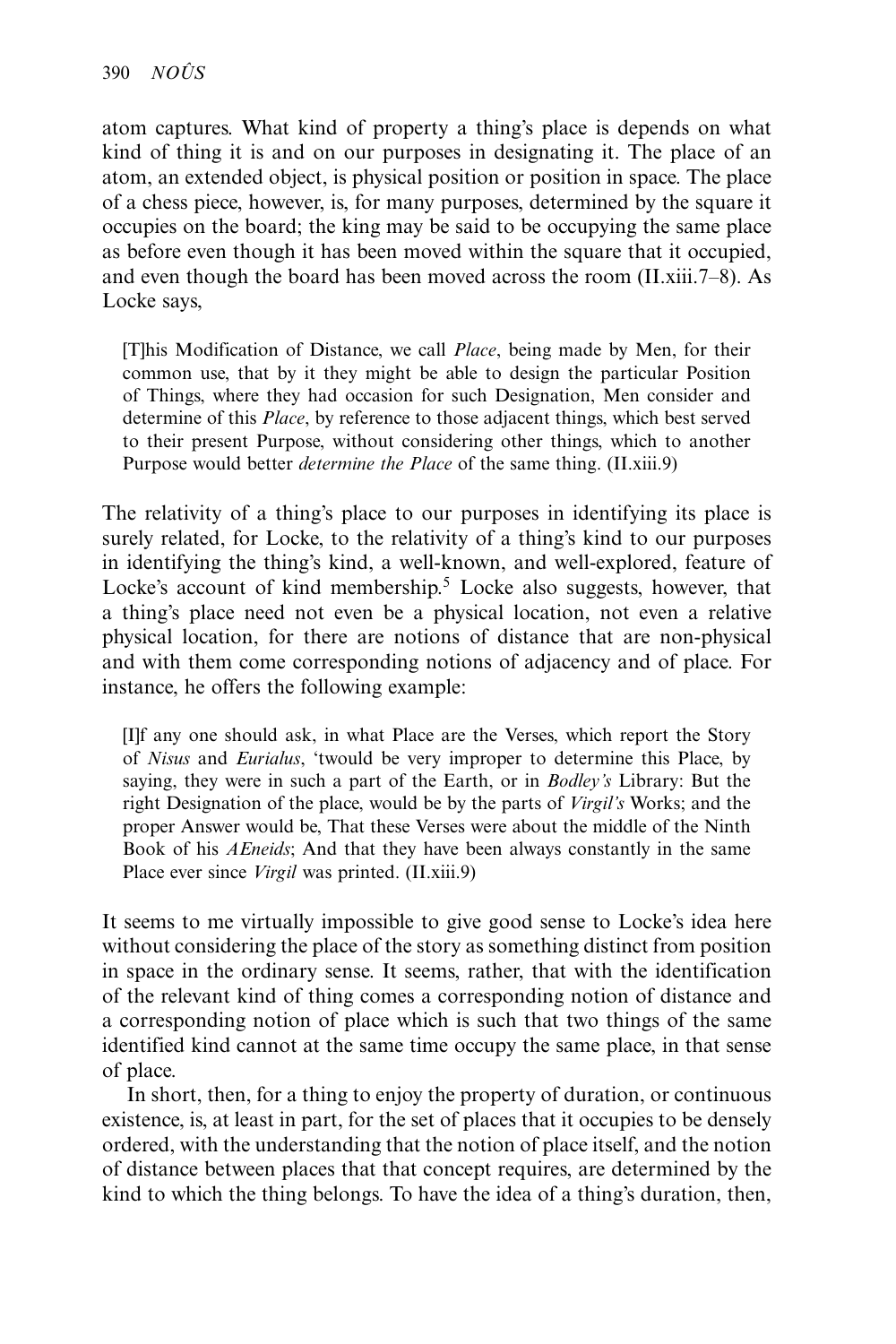atom captures. What kind of property a thing's place is depends on what kind of thing it is and on our purposes in designating it. The place of an atom, an extended object, is physical position or position in space. The place of a chess piece, however, is, for many purposes, determined by the square it occupies on the board; the king may be said to be occupying the same place as before even though it has been moved within the square that it occupied, and even though the board has been moved across the room (II.xiii.7–8). As Locke says,

> [T]his Modification of Distance, we call *Place*, being made by Men, for their common use, that by it they might be able to design the particular Position of Things, where they had occasion for such Designation, Men consider and determine of this *Place*, by reference to those adjacent things, which best served to their present Purpose, without considering other things, which to another Purpose would better *determine the Place* of the same thing. (II.xiii.9)

The relativity of a thing's place to our purposes in identifying its place is surely related, for Locke, to the relativity of a thing's kind to our purposes in identifying the thing's kind, a well-known, and well-explored, feature of Locke's account of kind membership.[5] Locke also suggests, however, that a thing's place need not even be a physical location, not even a relative physical location, for there are notions of distance that are non-physical and with them come corresponding notions of adjacency and of place. For instance, he offers the following example:

> [I]f any one should ask, in what Place are the Verses, which report the Story of *Nisus* and *Eurialus*, 'twould be very improper to determine this Place, by saying, they were in such a part of the Earth, or in *Bodley's* Library: But the right Designation of the place, would be by the parts of *Virgil's* Works; and the proper Answer would be, That these Verses were about the middle of the Ninth Book of his *AEneids*; And that they have been always constantly in the same Place ever since *Virgil* was printed. (II.xiii.9)

It seems to me virtually impossible to give good sense to Locke's idea here without considering the place of the story as something distinct from position in space in the ordinary sense. It seems, rather, that with the identification of the relevant kind of thing comes a corresponding notion of distance and a corresponding notion of place which is such that two things of the same identified kind cannot at the same time occupy the same place, in that sense of place.

In short, then, for a thing to enjoy the property of duration, or continuous existence, is, at least in part, for the set of places that it occupies to be densely ordered, with the understanding that the notion of place itself, and the notion of distance between places that that concept requires, are determined by the kind to which the thing belongs. To have the idea of a thing's duration, then,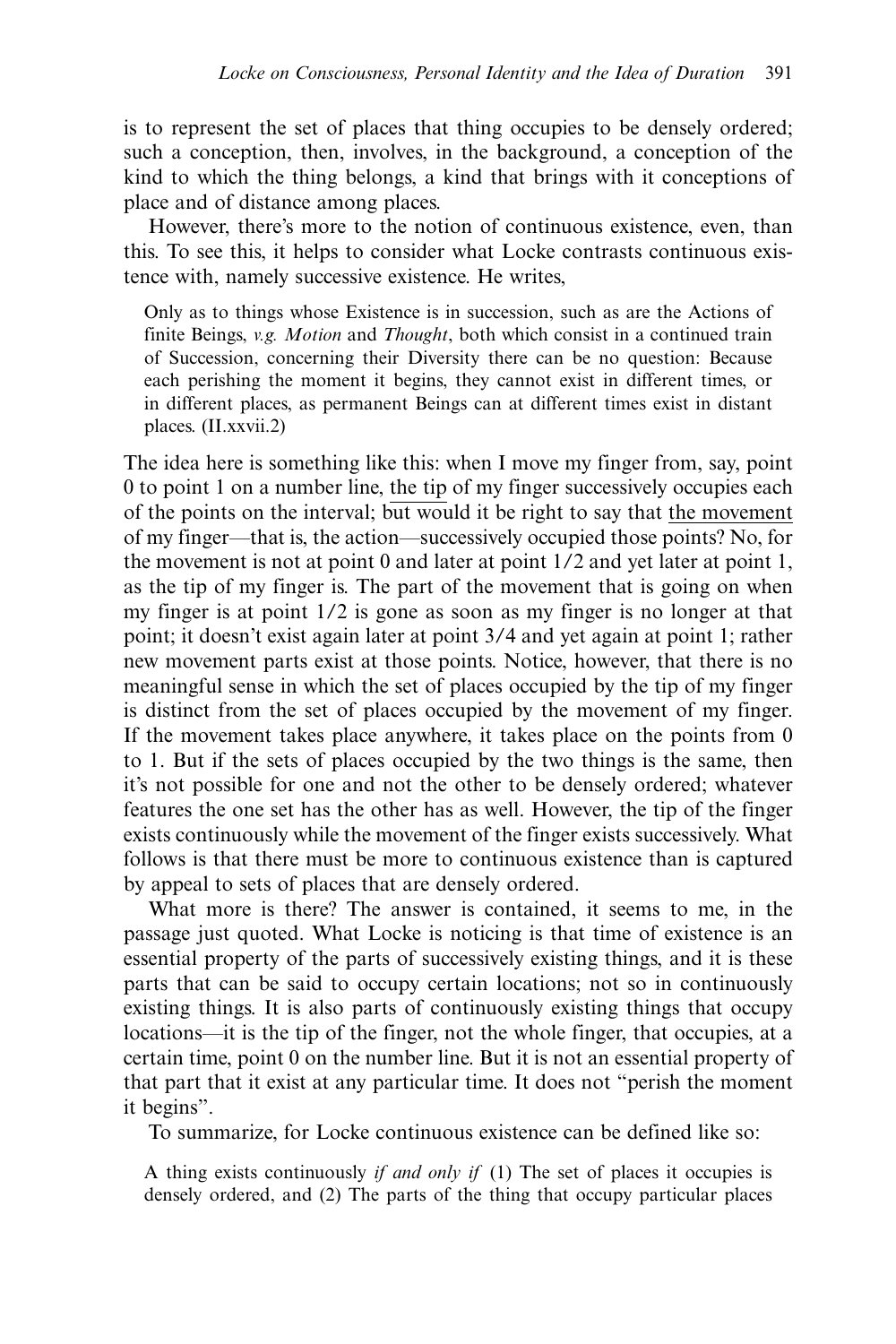is to represent the set of places that thing occupies to be densely ordered; such a conception, then, involves, in the background, a conception of the kind to which the thing belongs, a kind that brings with it conceptions of place and of distance among places.

However, there's more to the notion of continuous existence, even, than this. To see this, it helps to consider what Locke contrasts continuous existence with, namely successive existence. He writes,

> Only as to things whose Existence is in succession, such as are the Actions of finite Beings, *v.g. Motion* and *Thought*, both which consist in a continued train of Succession, concerning their Diversity there can be no question: Because each perishing the moment it begins, they cannot exist in different times, or in different places, as permanent Beings can at different times exist in distant places. (II.xxvii.2)

The idea here is something like this: when I move my finger from, say, point 0 to point 1 on a number line, the tip of my finger successively occupies each of the points on the interval; but would it be right to say that the movement of my finger—that is, the action—successively occupied those points? No, for the movement is not at point 0 and later at point 1/2 and yet later at point 1, as the tip of my finger is. The part of the movement that is going on when my finger is at point 1/2 is gone as soon as my finger is no longer at that point; it doesn't exist again later at point 3/4 and yet again at point 1; rather new movement parts exist at those points. Notice, however, that there is no meaningful sense in which the set of places occupied by the tip of my finger is distinct from the set of places occupied by the movement of my finger. If the movement takes place anywhere, it takes place on the points from 0 to 1. But if the sets of places occupied by the two things is the same, then it's not possible for one and not the other to be densely ordered; whatever features the one set has the other has as well. However, the tip of the finger exists continuously while the movement of the finger exists successively. What follows is that there must be more to continuous existence than is captured by appeal to sets of places that are densely ordered.

What more is there? The answer is contained, it seems to me, in the passage just quoted. What Locke is noticing is that time of existence is an essential property of the parts of successively existing things, and it is these parts that can be said to occupy certain locations; not so in continuously existing things. It is also parts of continuously existing things that occupy locations—it is the tip of the finger, not the whole finger, that occupies, at a certain time, point 0 on the number line. But it is not an essential property of that part that it exist at any particular time. It does not "perish the moment it begins".

To summarize, for Locke continuous existence can be defined like so:

> A thing exists continuously *if and only if* (1) The set of places it occupies is densely ordered, and (2) The parts of the thing that occupy particular places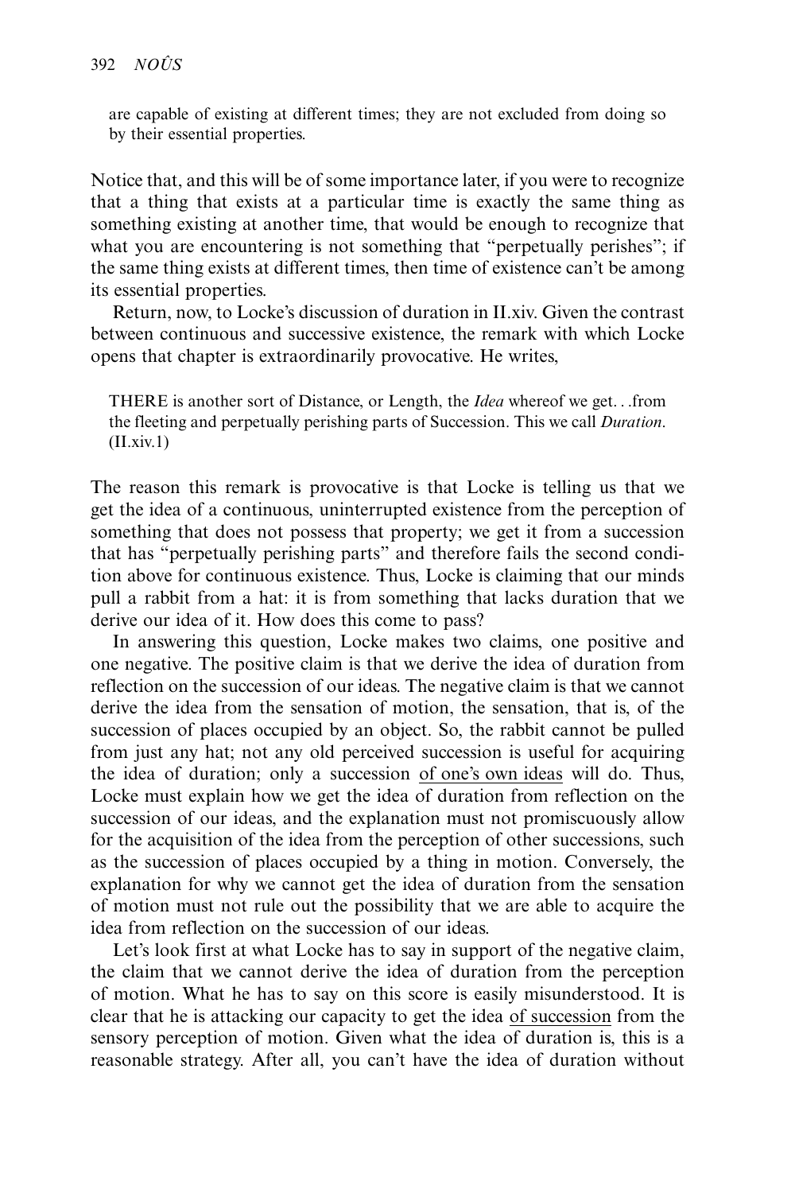are capable of existing at different times; they are not excluded from doing so by their essential properties.

Notice that, and this will be of some importance later, if you were to recognize that a thing that exists at a particular time is exactly the same thing as something existing at another time, that would be enough to recognize that what you are encountering is not something that "perpetually perishes"; if the same thing exists at different times, then time of existence can't be among its essential properties.

Return, now, to Locke's discussion of duration in II.xiv. Given the contrast between continuous and successive existence, the remark with which Locke opens that chapter is extraordinarily provocative. He writes,

> THERE is another sort of Distance, or Length, the *Idea* whereof we get...from the fleeting and perpetually perishing parts of Succession. This we call *Duration*. (II.xiv.1)

The reason this remark is provocative is that Locke is telling us that we get the idea of a continuous, uninterrupted existence from the perception of something that does not possess that property; we get it from a succession that has "perpetually perishing parts" and therefore fails the second condition above for continuous existence. Thus, Locke is claiming that our minds pull a rabbit from a hat: it is from something that lacks duration that we derive our idea of it. How does this come to pass?

In answering this question, Locke makes two claims, one positive and one negative. The positive claim is that we derive the idea of duration from reflection on the succession of our ideas. The negative claim is that we cannot derive the idea from the sensation of motion, the sensation, that is, of the succession of places occupied by an object. So, the rabbit cannot be pulled from just any hat; not any old perceived succession is useful for acquiring the idea of duration; only a succession of one's own ideas will do. Thus, Locke must explain how we get the idea of duration from reflection on the succession of our ideas, and the explanation must not promiscuously allow for the acquisition of the idea from the perception of other successions, such as the succession of places occupied by a thing in motion. Conversely, the explanation for why we cannot get the idea of duration from the sensation of motion must not rule out the possibility that we are able to acquire the idea from reflection on the succession of our ideas.

Let's look first at what Locke has to say in support of the negative claim, the claim that we cannot derive the idea of duration from the perception of motion. What he has to say on this score is easily misunderstood. It is clear that he is attacking our capacity to get the idea of succession from the sensory perception of motion. Given what the idea of duration is, this is a reasonable strategy. After all, you can't have the idea of duration without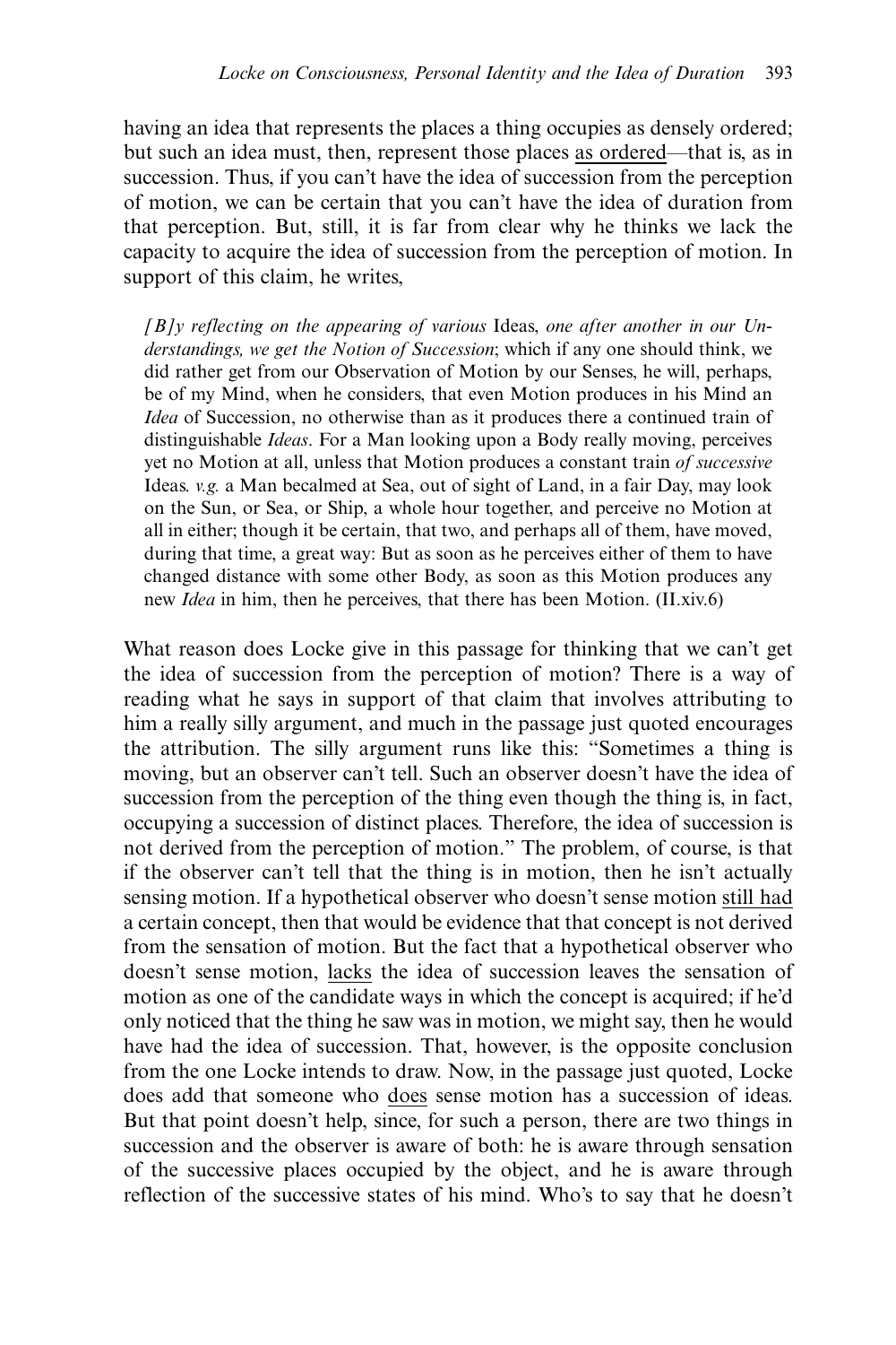having an idea that represents the places a thing occupies as densely ordered; but such an idea must, then, represent those places <u>as ordered</u>—that is, as in succession. Thus, if you can't have the idea of succession from the perception of motion, we can be certain that you can't have the idea of duration from that perception. But, still, it is far from clear why he thinks we lack the capacity to acquire the idea of succession from the perception of motion. In support of this claim, he writes,

> *[B]y reflecting on the appearing of various* Ideas, *one after another in our Understandings, we get the Notion of Succession*; which if any one should think, we did rather get from our Observation of Motion by our Senses, he will, perhaps, be of my Mind, when he considers, that even Motion produces in his Mind an *Idea* of Succession, no otherwise than as it produces there a continued train of distinguishable *Ideas*. For a Man looking upon a Body really moving, perceives yet no Motion at all, unless that Motion produces a constant train *of successive* Ideas. *v.g.* a Man becalmed at Sea, out of sight of Land, in a fair Day, may look on the Sun, or Sea, or Ship, a whole hour together, and perceive no Motion at all in either; though it be certain, that two, and perhaps all of them, have moved, during that time, a great way: But as soon as he perceives either of them to have changed distance with some other Body, as soon as this Motion produces any new *Idea* in him, then he perceives, that there has been Motion. (II.xiv.6)

What reason does Locke give in this passage for thinking that we can't get the idea of succession from the perception of motion? There is a way of reading what he says in support of that claim that involves attributing to him a really silly argument, and much in the passage just quoted encourages the attribution. The silly argument runs like this: "Sometimes a thing is moving, but an observer can't tell. Such an observer doesn't have the idea of succession from the perception of the thing even though the thing is, in fact, occupying a succession of distinct places. Therefore, the idea of succession is not derived from the perception of motion." The problem, of course, is that if the observer can't tell that the thing is in motion, then he isn't actually sensing motion. If a hypothetical observer who doesn't sense motion <u>still had</u> a certain concept, then that would be evidence that that concept is not derived from the sensation of motion. But the fact that a hypothetical observer who doesn't sense motion, <u>lacks</u> the idea of succession leaves the sensation of motion as one of the candidate ways in which the concept is acquired; if he'd only noticed that the thing he saw was in motion, we might say, then he would have had the idea of succession. That, however, is the opposite conclusion from the one Locke intends to draw. Now, in the passage just quoted, Locke does add that someone who <u>does</u> sense motion has a succession of ideas. But that point doesn't help, since, for such a person, there are two things in succession and the observer is aware of both: he is aware through sensation of the successive places occupied by the object, and he is aware through reflection of the successive states of his mind. Who's to say that he doesn't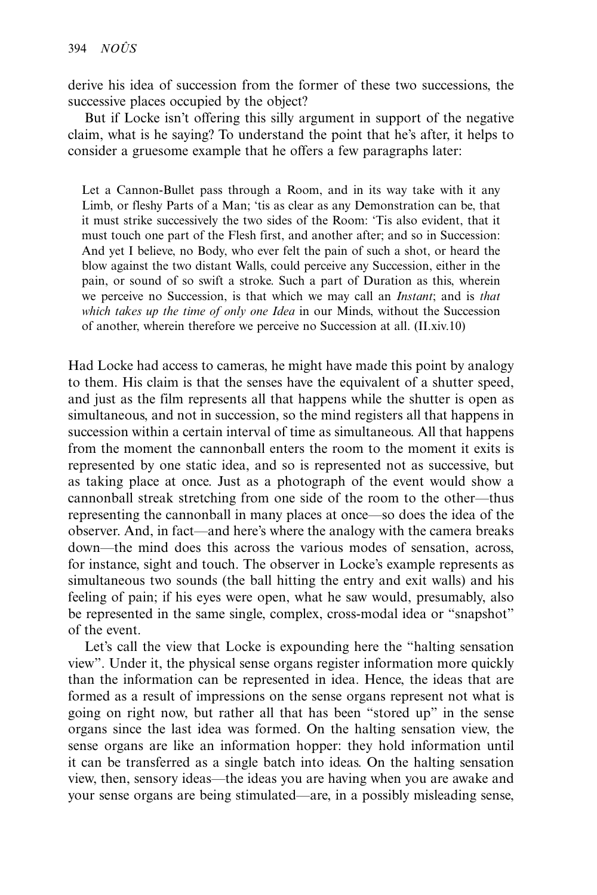derive his idea of succession from the former of these two successions, the successive places occupied by the object?

But if Locke isn't offering this silly argument in support of the negative claim, what is he saying? To understand the point that he's after, it helps to consider a gruesome example that he offers a few paragraphs later:

> Let a Cannon-Bullet pass through a Room, and in its way take with it any Limb, or fleshy Parts of a Man; 'tis as clear as any Demonstration can be, that it must strike successively the two sides of the Room: 'Tis also evident, that it must touch one part of the Flesh first, and another after; and so in Succession: And yet I believe, no Body, who ever felt the pain of such a shot, or heard the blow against the two distant Walls, could perceive any Succession, either in the pain, or sound of so swift a stroke. Such a part of Duration as this, wherein we perceive no Succession, is that which we may call an *Instant*; and is *that which takes up the time of only one Idea* in our Minds, without the Succession of another, wherein therefore we perceive no Succession at all. (II.xiv.10)

Had Locke had access to cameras, he might have made this point by analogy to them. His claim is that the senses have the equivalent of a shutter speed, and just as the film represents all that happens while the shutter is open as simultaneous, and not in succession, so the mind registers all that happens in succession within a certain interval of time as simultaneous. All that happens from the moment the cannonball enters the room to the moment it exits is represented by one static idea, and so is represented not as successive, but as taking place at once. Just as a photograph of the event would show a cannonball streak stretching from one side of the room to the other—thus representing the cannonball in many places at once—so does the idea of the observer. And, in fact—and here's where the analogy with the camera breaks down—the mind does this across the various modes of sensation, across, for instance, sight and touch. The observer in Locke's example represents as simultaneous two sounds (the ball hitting the entry and exit walls) and his feeling of pain; if his eyes were open, what he saw would, presumably, also be represented in the same single, complex, cross-modal idea or "snapshot" of the event.

Let's call the view that Locke is expounding here the "halting sensation view". Under it, the physical sense organs register information more quickly than the information can be represented in idea. Hence, the ideas that are formed as a result of impressions on the sense organs represent not what is going on right now, but rather all that has been "stored up" in the sense organs since the last idea was formed. On the halting sensation view, the sense organs are like an information hopper: they hold information until it can be transferred as a single batch into ideas. On the halting sensation view, then, sensory ideas—the ideas you are having when you are awake and your sense organs are being stimulated—are, in a possibly misleading sense,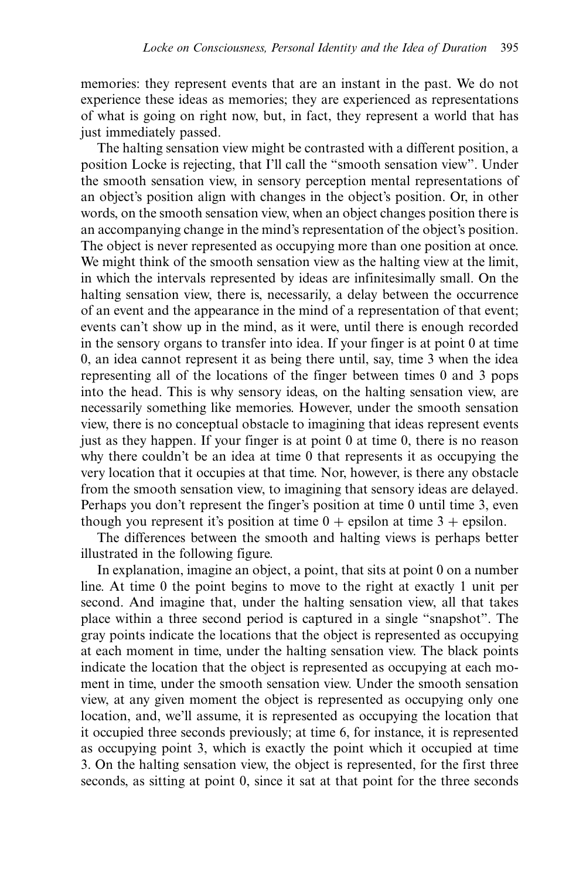memories: they represent events that are an instant in the past. We do not experience these ideas as memories; they are experienced as representations of what is going on right now, but, in fact, they represent a world that has just immediately passed.

The halting sensation view might be contrasted with a different position, a position Locke is rejecting, that I'll call the "smooth sensation view". Under the smooth sensation view, in sensory perception mental representations of an object's position align with changes in the object's position. Or, in other words, on the smooth sensation view, when an object changes position there is an accompanying change in the mind's representation of the object's position. The object is never represented as occupying more than one position at once. We might think of the smooth sensation view as the halting view at the limit, in which the intervals represented by ideas are infinitesimally small. On the halting sensation view, there is, necessarily, a delay between the occurrence of an event and the appearance in the mind of a representation of that event; events can't show up in the mind, as it were, until there is enough recorded in the sensory organs to transfer into idea. If your finger is at point 0 at time 0, an idea cannot represent it as being there until, say, time 3 when the idea representing all of the locations of the finger between times 0 and 3 pops into the head. This is why sensory ideas, on the halting sensation view, are necessarily something like memories. However, under the smooth sensation view, there is no conceptual obstacle to imagining that ideas represent events just as they happen. If your finger is at point 0 at time 0, there is no reason why there couldn't be an idea at time 0 that represents it as occupying the very location that it occupies at that time. Nor, however, is there any obstacle from the smooth sensation view, to imagining that sensory ideas are delayed. Perhaps you don't represent the finger's position at time 0 until time 3, even though you represent it's position at time 0 + epsilon at time 3 + epsilon.

The differences between the smooth and halting views is perhaps better illustrated in the following figure.

In explanation, imagine an object, a point, that sits at point 0 on a number line. At time 0 the point begins to move to the right at exactly 1 unit per second. And imagine that, under the halting sensation view, all that takes place within a three second period is captured in a single "snapshot". The gray points indicate the locations that the object is represented as occupying at each moment in time, under the halting sensation view. The black points indicate the location that the object is represented as occupying at each moment in time, under the smooth sensation view. Under the smooth sensation view, at any given moment the object is represented as occupying only one location, and, we'll assume, it is represented as occupying the location that it occupied three seconds previously; at time 6, for instance, it is represented as occupying point 3, which is exactly the point which it occupied at time 3. On the halting sensation view, the object is represented, for the first three seconds, as sitting at point 0, since it sat at that point for the three seconds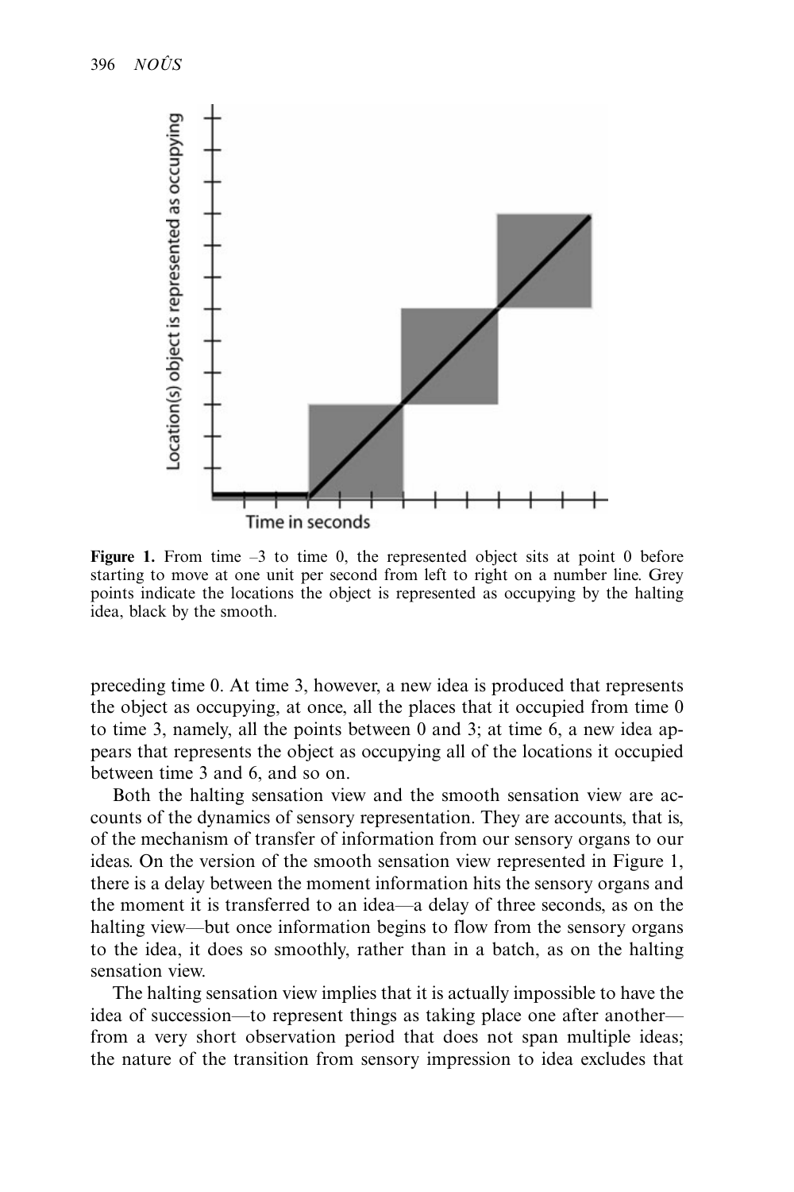**Figure 1.** From time –3 to time 0, the represented object sits at point 0 before starting to move at one unit per second from left to right on a number line. Grey points indicate the locations the object is represented as occupying by the halting idea, black by the smooth.

preceding time 0. At time 3, however, a new idea is produced that represents the object as occupying, at once, all the places that it occupied from time 0 to time 3, namely, all the points between 0 and 3; at time 6, a new idea appears that represents the object as occupying all of the locations it occupied between time 3 and 6, and so on.

Both the halting sensation view and the smooth sensation view are accounts of the dynamics of sensory representation. They are accounts, that is, of the mechanism of transfer of information from our sensory organs to our ideas. On the version of the smooth sensation view represented in Figure 1, there is a delay between the moment information hits the sensory organs and the moment it is transferred to an idea—a delay of three seconds, as on the halting view—but once information begins to flow from the sensory organs to the idea, it does so smoothly, rather than in a batch, as on the halting sensation view.

The halting sensation view implies that it is actually impossible to have the idea of succession—to represent things as taking place one after another—from a very short observation period that does not span multiple ideas; the nature of the transition from sensory impression to idea excludes that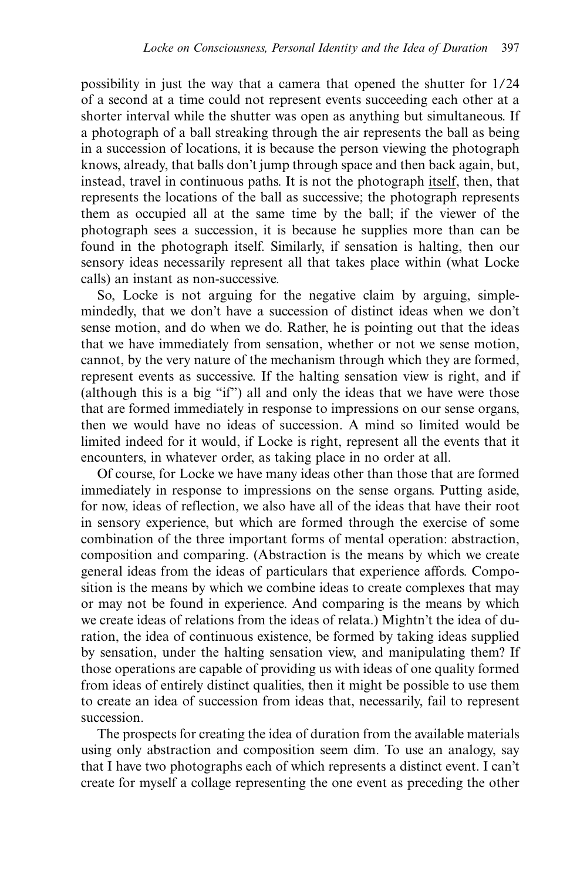possibility in just the way that a camera that opened the shutter for 1/24 of a second at a time could not represent events succeeding each other at a shorter interval while the shutter was open as anything but simultaneous. If a photograph of a ball streaking through the air represents the ball as being in a succession of locations, it is because the person viewing the photograph knows, already, that balls don't jump through space and then back again, but, instead, travel in continuous paths. It is not the photograph itself, then, that represents the locations of the ball as successive; the photograph represents them as occupied all at the same time by the ball; if the viewer of the photograph sees a succession, it is because he supplies more than can be found in the photograph itself. Similarly, if sensation is halting, then our sensory ideas necessarily represent all that takes place within (what Locke calls) an instant as non-successive.

So, Locke is not arguing for the negative claim by arguing, simple-mindedly, that we don't have a succession of distinct ideas when we don't sense motion, and do when we do. Rather, he is pointing out that the ideas that we have immediately from sensation, whether or not we sense motion, cannot, by the very nature of the mechanism through which they are formed, represent events as successive. If the halting sensation view is right, and if (although this is a big "if") all and only the ideas that we have were those that are formed immediately in response to impressions on our sense organs, then we would have no ideas of succession. A mind so limited would be limited indeed for it would, if Locke is right, represent all the events that it encounters, in whatever order, as taking place in no order at all.

Of course, for Locke we have many ideas other than those that are formed immediately in response to impressions on the sense organs. Putting aside, for now, ideas of reflection, we also have all of the ideas that have their root in sensory experience, but which are formed through the exercise of some combination of the three important forms of mental operation: abstraction, composition and comparing. (Abstraction is the means by which we create general ideas from the ideas of particulars that experience affords. Composition is the means by which we combine ideas to create complexes that may or may not be found in experience. And comparing is the means by which we create ideas of relations from the ideas of relata.) Mightn't the idea of duration, the idea of continuous existence, be formed by taking ideas supplied by sensation, under the halting sensation view, and manipulating them? If those operations are capable of providing us with ideas of one quality formed from ideas of entirely distinct qualities, then it might be possible to use them to create an idea of succession from ideas that, necessarily, fail to represent succession.

The prospects for creating the idea of duration from the available materials using only abstraction and composition seem dim. To use an analogy, say that I have two photographs each of which represents a distinct event. I can't create for myself a collage representing the one event as preceding the other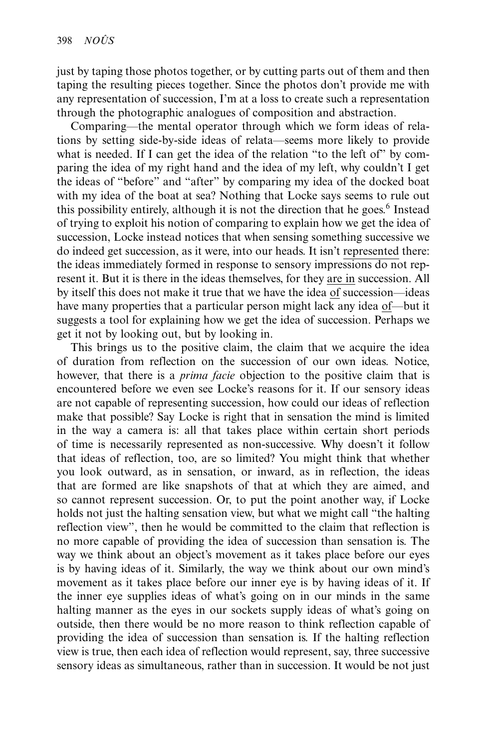just by taping those photos together, or by cutting parts out of them and then taping the resulting pieces together. Since the photos don't provide me with any representation of succession, I'm at a loss to create such a representation through the photographic analogues of composition and abstraction.

Comparing—the mental operator through which we form ideas of relations by setting side-by-side ideas of relata—seems more likely to provide what is needed. If I can get the idea of the relation "to the left of" by comparing the idea of my right hand and the idea of my left, why couldn't I get the ideas of "before" and "after" by comparing my idea of the docked boat with my idea of the boat at sea? Nothing that Locke says seems to rule out this possibility entirely, although it is not the direction that he goes.[6] Instead of trying to exploit his notion of comparing to explain how we get the idea of succession, Locke instead notices that when sensing something successive we do indeed get succession, as it were, into our heads. It isn't represented there: the ideas immediately formed in response to sensory impressions do not represent it. But it is there in the ideas themselves, for they are in succession. All by itself this does not make it true that we have the idea of succession—ideas have many properties that a particular person might lack any idea of—but it suggests a tool for explaining how we get the idea of succession. Perhaps we get it not by looking out, but by looking in.

This brings us to the positive claim, the claim that we acquire the idea of duration from reflection on the succession of our own ideas. Notice, however, that there is a *prima facie* objection to the positive claim that is encountered before we even see Locke's reasons for it. If our sensory ideas are not capable of representing succession, how could our ideas of reflection make that possible? Say Locke is right that in sensation the mind is limited in the way a camera is: all that takes place within certain short periods of time is necessarily represented as non-successive. Why doesn't it follow that ideas of reflection, too, are so limited? You might think that whether you look outward, as in sensation, or inward, as in reflection, the ideas that are formed are like snapshots of that at which they are aimed, and so cannot represent succession. Or, to put the point another way, if Locke holds not just the halting sensation view, but what we might call "the halting reflection view", then he would be committed to the claim that reflection is no more capable of providing the idea of succession than sensation is. The way we think about an object's movement as it takes place before our eyes is by having ideas of it. Similarly, the way we think about our own mind's movement as it takes place before our inner eye is by having ideas of it. If the inner eye supplies ideas of what's going on in our minds in the same halting manner as the eyes in our sockets supply ideas of what's going on outside, then there would be no more reason to think reflection capable of providing the idea of succession than sensation is. If the halting reflection view is true, then each idea of reflection would represent, say, three successive sensory ideas as simultaneous, rather than in succession. It would be not just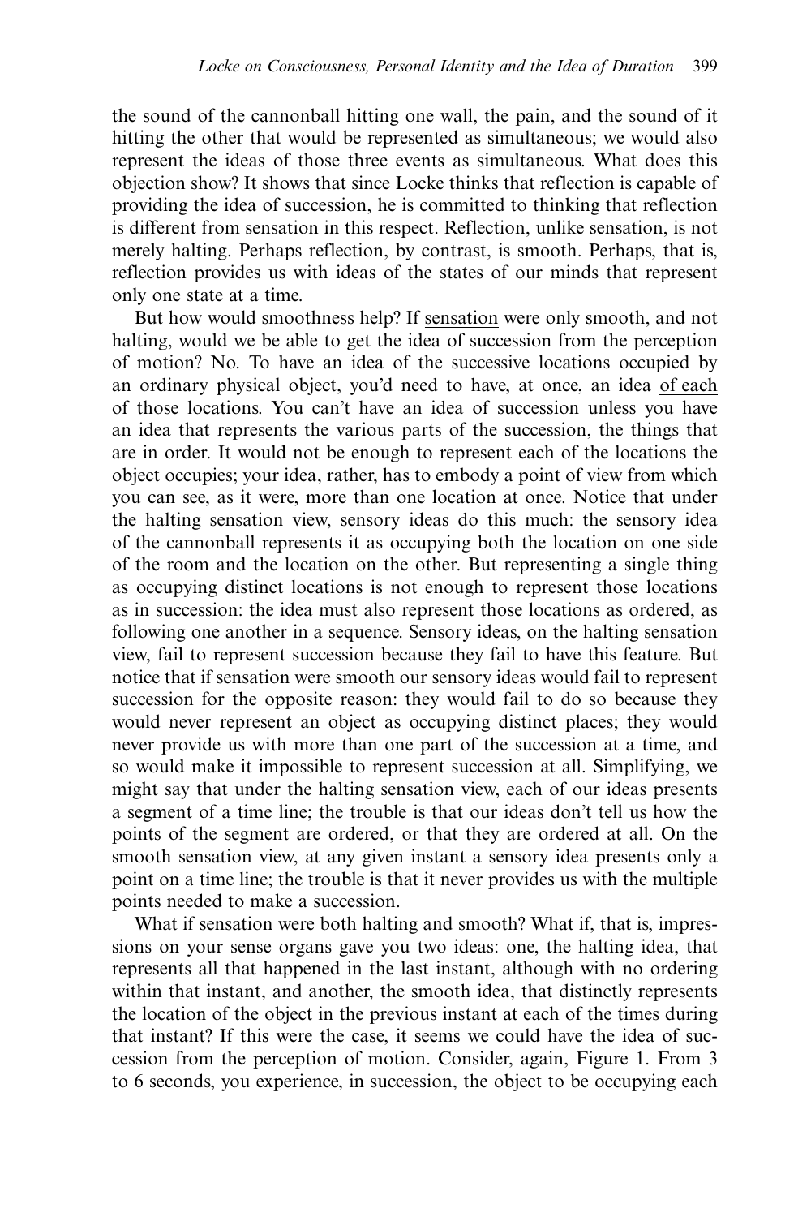the sound of the cannonball hitting one wall, the pain, and the sound of it hitting the other that would be represented as simultaneous; we would also represent the ideas of those three events as simultaneous. What does this objection show? It shows that since Locke thinks that reflection is capable of providing the idea of succession, he is committed to thinking that reflection is different from sensation in this respect. Reflection, unlike sensation, is not merely halting. Perhaps reflection, by contrast, is smooth. Perhaps, that is, reflection provides us with ideas of the states of our minds that represent only one state at a time.

But how would smoothness help? If sensation were only smooth, and not halting, would we be able to get the idea of succession from the perception of motion? No. To have an idea of the successive locations occupied by an ordinary physical object, you'd need to have, at once, an idea of each of those locations. You can't have an idea of succession unless you have an idea that represents the various parts of the succession, the things that are in order. It would not be enough to represent each of the locations the object occupies; your idea, rather, has to embody a point of view from which you can see, as it were, more than one location at once. Notice that under the halting sensation view, sensory ideas do this much: the sensory idea of the cannonball represents it as occupying both the location on one side of the room and the location on the other. But representing a single thing as occupying distinct locations is not enough to represent those locations as in succession: the idea must also represent those locations as ordered, as following one another in a sequence. Sensory ideas, on the halting sensation view, fail to represent succession because they fail to have this feature. But notice that if sensation were smooth our sensory ideas would fail to represent succession for the opposite reason: they would fail to do so because they would never represent an object as occupying distinct places; they would never provide us with more than one part of the succession at a time, and so would make it impossible to represent succession at all. Simplifying, we might say that under the halting sensation view, each of our ideas presents a segment of a time line; the trouble is that our ideas don't tell us how the points of the segment are ordered, or that they are ordered at all. On the smooth sensation view, at any given instant a sensory idea presents only a point on a time line; the trouble is that it never provides us with the multiple points needed to make a succession.

What if sensation were both halting and smooth? What if, that is, impressions on your sense organs gave you two ideas: one, the halting idea, that represents all that happened in the last instant, although with no ordering within that instant, and another, the smooth idea, that distinctly represents the location of the object in the previous instant at each of the times during that instant? If this were the case, it seems we could have the idea of succession from the perception of motion. Consider, again, Figure 1. From 3 to 6 seconds, you experience, in succession, the object to be occupying each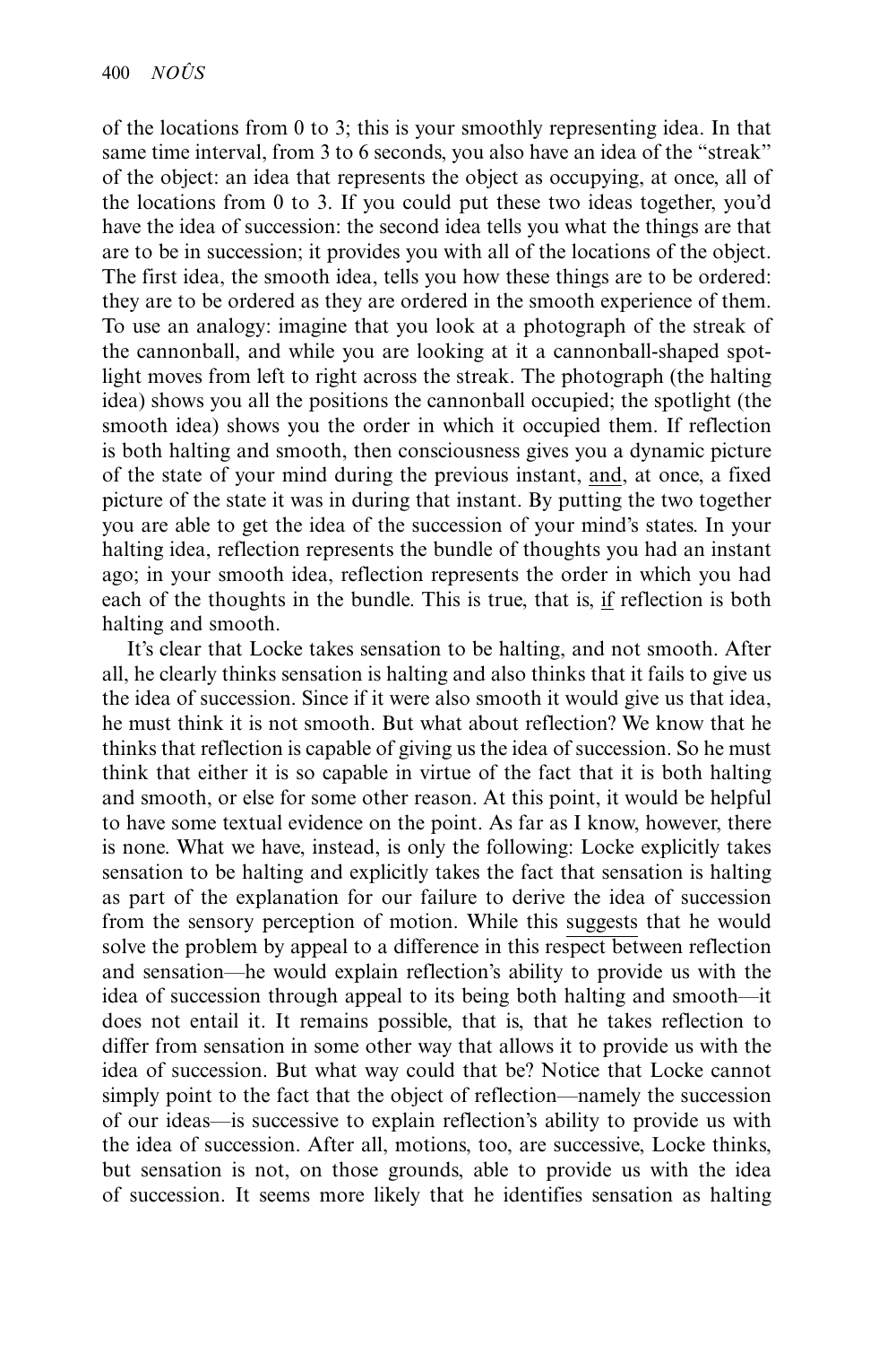of the locations from 0 to 3; this is your smoothly representing idea. In that same time interval, from 3 to 6 seconds, you also have an idea of the "streak" of the object: an idea that represents the object as occupying, at once, all of the locations from 0 to 3. If you could put these two ideas together, you'd have the idea of succession: the second idea tells you what the things are that are to be in succession; it provides you with all of the locations of the object. The first idea, the smooth idea, tells you how these things are to be ordered: they are to be ordered as they are ordered in the smooth experience of them. To use an analogy: imagine that you look at a photograph of the streak of the cannonball, and while you are looking at it a cannonball-shaped spotlight moves from left to right across the streak. The photograph (the halting idea) shows you all the positions the cannonball occupied; the spotlight (the smooth idea) shows you the order in which it occupied them. If reflection is both halting and smooth, then consciousness gives you a dynamic picture of the state of your mind during the previous instant, and, at once, a fixed picture of the state it was in during that instant. By putting the two together you are able to get the idea of the succession of your mind's states. In your halting idea, reflection represents the bundle of thoughts you had an instant ago; in your smooth idea, reflection represents the order in which you had each of the thoughts in the bundle. This is true, that is, if reflection is both halting and smooth.

It's clear that Locke takes sensation to be halting, and not smooth. After all, he clearly thinks sensation is halting and also thinks that it fails to give us the idea of succession. Since if it were also smooth it would give us that idea, he must think it is not smooth. But what about reflection? We know that he thinks that reflection is capable of giving us the idea of succession. So he must think that either it is so capable in virtue of the fact that it is both halting and smooth, or else for some other reason. At this point, it would be helpful to have some textual evidence on the point. As far as I know, however, there is none. What we have, instead, is only the following: Locke explicitly takes sensation to be halting and explicitly takes the fact that sensation is halting as part of the explanation for our failure to derive the idea of succession from the sensory perception of motion. While this suggests that he would solve the problem by appeal to a difference in this respect between reflection and sensation—he would explain reflection's ability to provide us with the idea of succession through appeal to its being both halting and smooth—it does not entail it. It remains possible, that is, that he takes reflection to differ from sensation in some other way that allows it to provide us with the idea of succession. But what way could that be? Notice that Locke cannot simply point to the fact that the object of reflection—namely the succession of our ideas—is successive to explain reflection's ability to provide us with the idea of succession. After all, motions, too, are successive, Locke thinks, but sensation is not, on those grounds, able to provide us with the idea of succession. It seems more likely that he identifies sensation as halting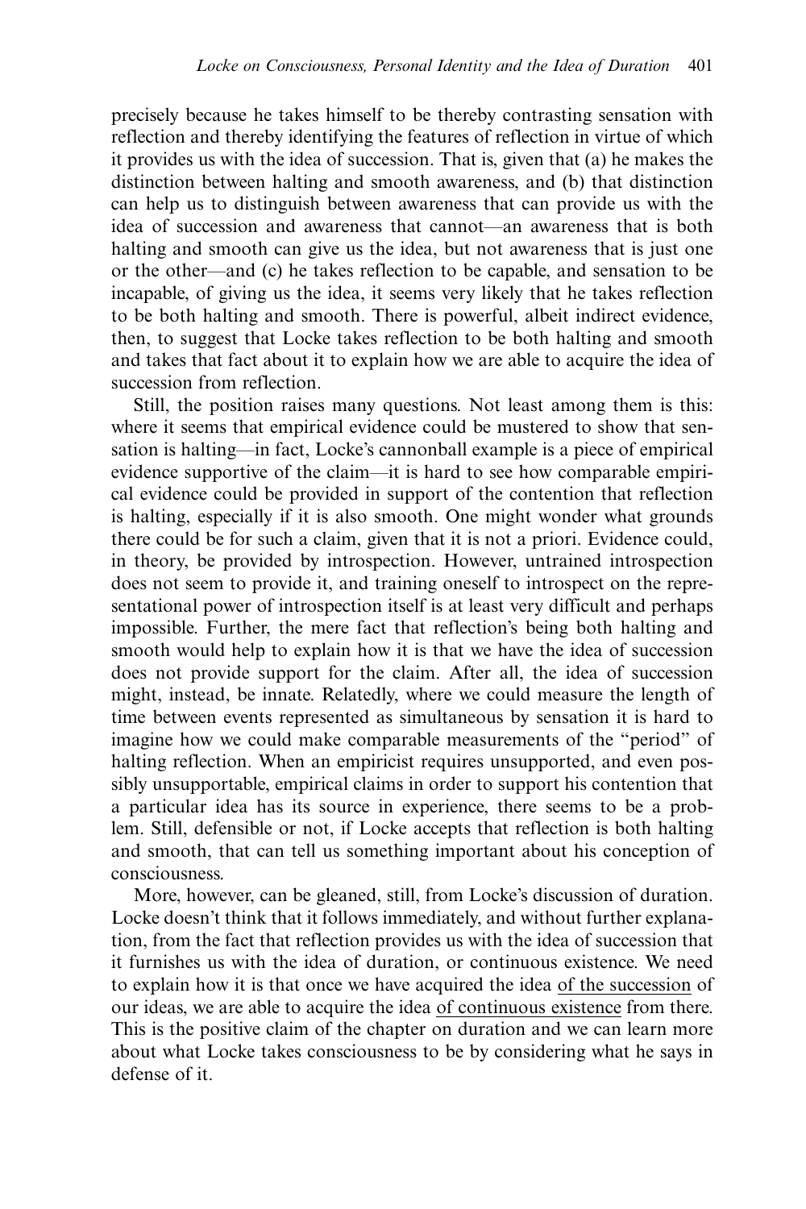precisely because he takes himself to be thereby contrasting sensation with reflection and thereby identifying the features of reflection in virtue of which it provides us with the idea of succession. That is, given that (a) he makes the distinction between halting and smooth awareness, and (b) that distinction can help us to distinguish between awareness that can provide us with the idea of succession and awareness that cannot—an awareness that is both halting and smooth can give us the idea, but not awareness that is just one or the other—and (c) he takes reflection to be capable, and sensation to be incapable, of giving us the idea, it seems very likely that he takes reflection to be both halting and smooth. There is powerful, albeit indirect evidence, then, to suggest that Locke takes reflection to be both halting and smooth and takes that fact about it to explain how we are able to acquire the idea of succession from reflection.

Still, the position raises many questions. Not least among them is this: where it seems that empirical evidence could be mustered to show that sensation is halting—in fact, Locke's cannonball example is a piece of empirical evidence supportive of the claim—it is hard to see how comparable empirical evidence could be provided in support of the contention that reflection is halting, especially if it is also smooth. One might wonder what grounds there could be for such a claim, given that it is not a priori. Evidence could, in theory, be provided by introspection. However, untrained introspection does not seem to provide it, and training oneself to introspect on the representational power of introspection itself is at least very difficult and perhaps impossible. Further, the mere fact that reflection's being both halting and smooth would help to explain how it is that we have the idea of succession does not provide support for the claim. After all, the idea of succession might, instead, be innate. Relatedly, where we could measure the length of time between events represented as simultaneous by sensation it is hard to imagine how we could make comparable measurements of the "period" of halting reflection. When an empiricist requires unsupported, and even possibly unsupportable, empirical claims in order to support his contention that a particular idea has its source in experience, there seems to be a problem. Still, defensible or not, if Locke accepts that reflection is both halting and smooth, that can tell us something important about his conception of consciousness.

More, however, can be gleaned, still, from Locke's discussion of duration. Locke doesn't think that it follows immediately, and without further explanation, from the fact that reflection provides us with the idea of succession that it furnishes us with the idea of duration, or continuous existence. We need to explain how it is that once we have acquired the idea <u>of the succession</u> of our ideas, we are able to acquire the idea <u>of continuous existence</u> from there. This is the positive claim of the chapter on duration and we can learn more about what Locke takes consciousness to be by considering what he says in defense of it.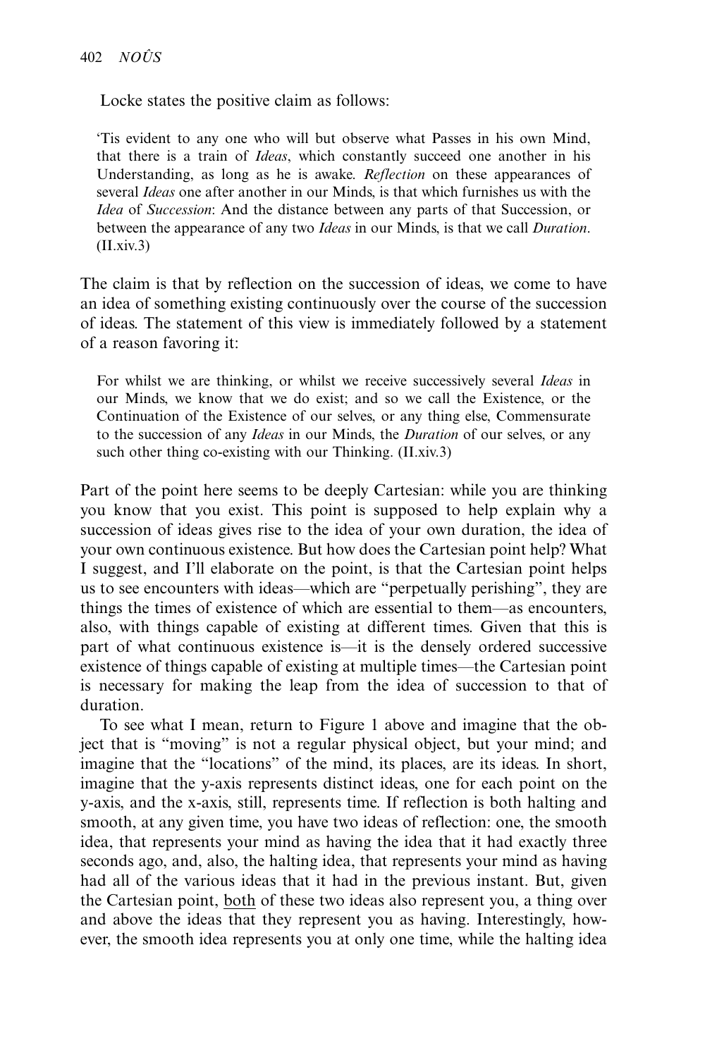Locke states the positive claim as follows:

> 'Tis evident to any one who will but observe what Passes in his own Mind, that there is a train of *Ideas*, which constantly succeed one another in his Understanding, as long as he is awake. *Reflection* on these appearances of several *Ideas* one after another in our Minds, is that which furnishes us with the *Idea* of *Succession*: And the distance between any parts of that Succession, or between the appearance of any two *Ideas* in our Minds, is that we call *Duration*. (II.xiv.3)

The claim is that by reflection on the succession of ideas, we come to have an idea of something existing continuously over the course of the succession of ideas. The statement of this view is immediately followed by a statement of a reason favoring it:

> For whilst we are thinking, or whilst we receive successively several *Ideas* in our Minds, we know that we do exist; and so we call the Existence, or the Continuation of the Existence of our selves, or any thing else, Commensurate to the succession of any *Ideas* in our Minds, the *Duration* of our selves, or any such other thing co-existing with our Thinking. (II.xiv.3)

Part of the point here seems to be deeply Cartesian: while you are thinking you know that you exist. This point is supposed to help explain why a succession of ideas gives rise to the idea of your own duration, the idea of your own continuous existence. But how does the Cartesian point help? What I suggest, and I'll elaborate on the point, is that the Cartesian point helps us to see encounters with ideas—which are "perpetually perishing", they are things the times of existence of which are essential to them—as encounters, also, with things capable of existing at different times. Given that this is part of what continuous existence is—it is the densely ordered successive existence of things capable of existing at multiple times—the Cartesian point is necessary for making the leap from the idea of succession to that of duration.

To see what I mean, return to Figure 1 above and imagine that the object that is "moving" is not a regular physical object, but your mind; and imagine that the "locations" of the mind, its places, are its ideas. In short, imagine that the y-axis represents distinct ideas, one for each point on the y-axis, and the x-axis, still, represents time. If reflection is both halting and smooth, at any given time, you have two ideas of reflection: one, the smooth idea, that represents your mind as having the idea that it had exactly three seconds ago, and, also, the halting idea, that represents your mind as having had all of the various ideas that it had in the previous instant. But, given the Cartesian point, both of these two ideas also represent you, a thing over and above the ideas that they represent you as having. Interestingly, however, the smooth idea represents you at only one time, while the halting idea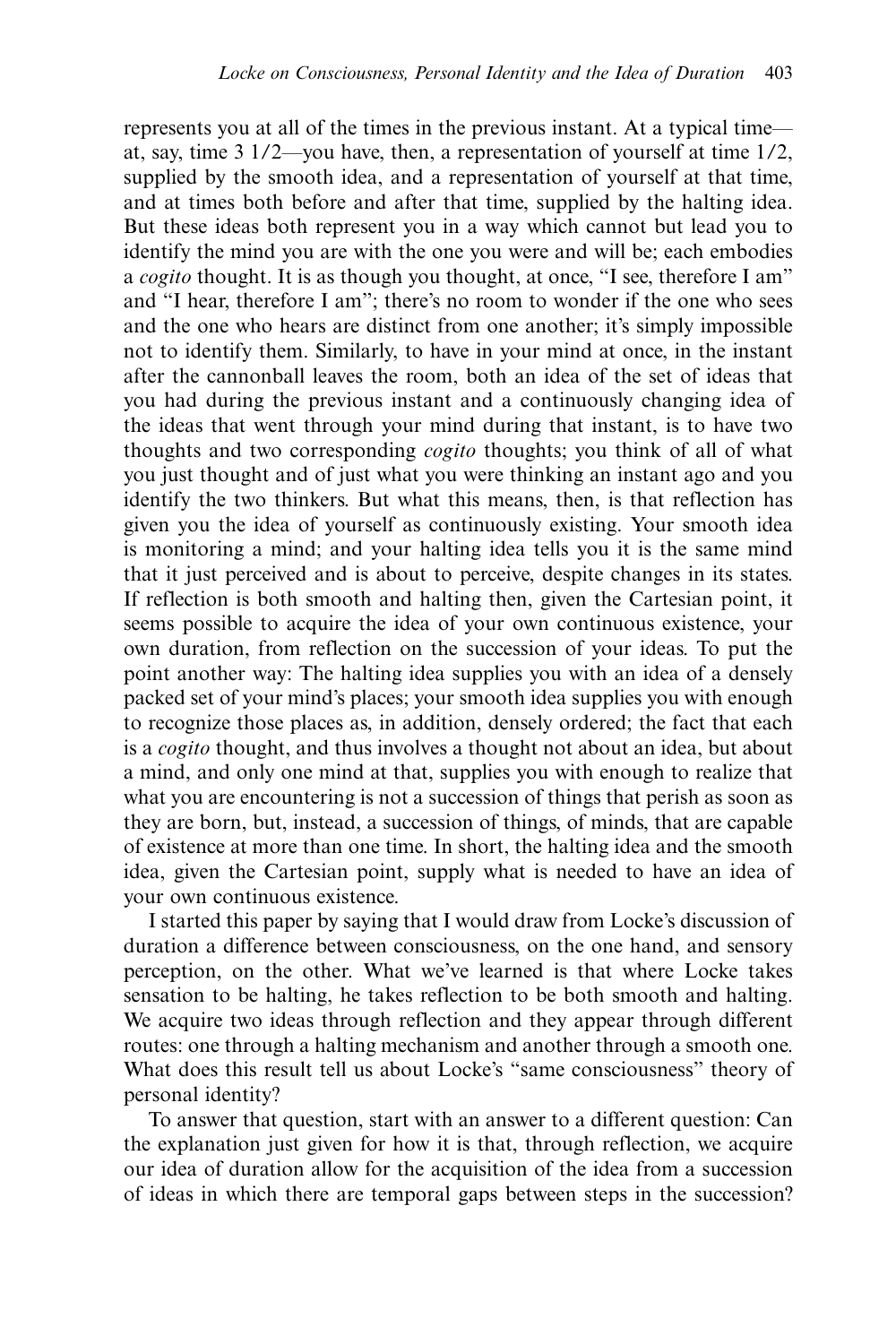represents you at all of the times in the previous instant. At a typical time—at, say, time 3 1/2—you have, then, a representation of yourself at time 1/2, supplied by the smooth idea, and a representation of yourself at that time, and at times both before and after that time, supplied by the halting idea. But these ideas both represent you in a way which cannot but lead you to identify the mind you are with the one you were and will be; each embodies a *cogito* thought. It is as though you thought, at once, "I see, therefore I am" and "I hear, therefore I am"; there's no room to wonder if the one who sees and the one who hears are distinct from one another; it's simply impossible not to identify them. Similarly, to have in your mind at once, in the instant after the cannonball leaves the room, both an idea of the set of ideas that you had during the previous instant and a continuously changing idea of the ideas that went through your mind during that instant, is to have two thoughts and two corresponding *cogito* thoughts; you think of all of what you just thought and of just what you were thinking an instant ago and you identify the two thinkers. But what this means, then, is that reflection has given you the idea of yourself as continuously existing. Your smooth idea is monitoring a mind; and your halting idea tells you it is the same mind that it just perceived and is about to perceive, despite changes in its states. If reflection is both smooth and halting then, given the Cartesian point, it seems possible to acquire the idea of your own continuous existence, your own duration, from reflection on the succession of your ideas. To put the point another way: The halting idea supplies you with an idea of a densely packed set of your mind's places; your smooth idea supplies you with enough to recognize those places as, in addition, densely ordered; the fact that each is a *cogito* thought, and thus involves a thought not about an idea, but about a mind, and only one mind at that, supplies you with enough to realize that what you are encountering is not a succession of things that perish as soon as they are born, but, instead, a succession of things, of minds, that are capable of existence at more than one time. In short, the halting idea and the smooth idea, given the Cartesian point, supply what is needed to have an idea of your own continuous existence.

I started this paper by saying that I would draw from Locke's discussion of duration a difference between consciousness, on the one hand, and sensory perception, on the other. What we've learned is that where Locke takes sensation to be halting, he takes reflection to be both smooth and halting. We acquire two ideas through reflection and they appear through different routes: one through a halting mechanism and another through a smooth one. What does this result tell us about Locke's "same consciousness" theory of personal identity?

To answer that question, start with an answer to a different question: Can the explanation just given for how it is that, through reflection, we acquire our idea of duration allow for the acquisition of the idea from a succession of ideas in which there are temporal gaps between steps in the succession?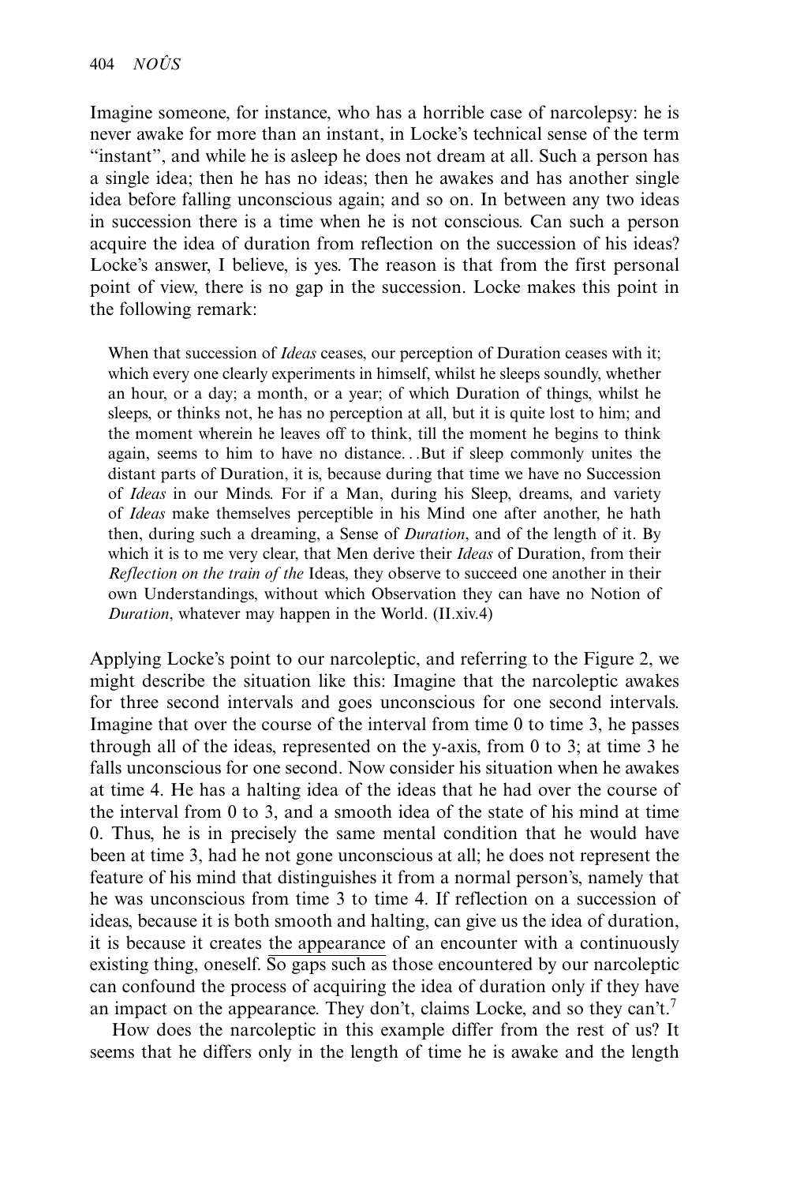Imagine someone, for instance, who has a horrible case of narcolepsy: he is never awake for more than an instant, in Locke's technical sense of the term "instant", and while he is asleep he does not dream at all. Such a person has a single idea; then he has no ideas; then he awakes and has another single idea before falling unconscious again; and so on. In between any two ideas in succession there is a time when he is not conscious. Can such a person acquire the idea of duration from reflection on the succession of his ideas? Locke's answer, I believe, is yes. The reason is that from the first personal point of view, there is no gap in the succession. Locke makes this point in the following remark:

> When that succession of *Ideas* ceases, our perception of Duration ceases with it; which every one clearly experiments in himself, whilst he sleeps soundly, whether an hour, or a day; a month, or a year; of which Duration of things, whilst he sleeps, or thinks not, he has no perception at all, but it is quite lost to him; and the moment wherein he leaves off to think, till the moment he begins to think again, seems to him to have no distance…But if sleep commonly unites the distant parts of Duration, it is, because during that time we have no Succession of *Ideas* in our Minds. For if a Man, during his Sleep, dreams, and variety of *Ideas* make themselves perceptible in his Mind one after another, he hath then, during such a dreaming, a Sense of *Duration*, and of the length of it. By which it is to me very clear, that Men derive their *Ideas* of Duration, from their *Reflection on the train of the* Ideas, they observe to succeed one another in their own Understandings, without which Observation they can have no Notion of *Duration*, whatever may happen in the World. (II.xiv.4)

Applying Locke's point to our narcoleptic, and referring to the Figure 2, we might describe the situation like this: Imagine that the narcoleptic awakes for three second intervals and goes unconscious for one second intervals. Imagine that over the course of the interval from time 0 to time 3, he passes through all of the ideas, represented on the y-axis, from 0 to 3; at time 3 he falls unconscious for one second. Now consider his situation when he awakes at time 4. He has a halting idea of the ideas that he had over the course of the interval from 0 to 3, and a smooth idea of the state of his mind at time 0. Thus, he is in precisely the same mental condition that he would have been at time 3, had he not gone unconscious at all; he does not represent the feature of his mind that distinguishes it from a normal person's, namely that he was unconscious from time 3 to time 4. If reflection on a succession of ideas, because it is both smooth and halting, can give us the idea of duration, it is because it creates the appearance of an encounter with a continuously existing thing, oneself. So gaps such as those encountered by our narcoleptic can confound the process of acquiring the idea of duration only if they have an impact on the appearance. They don't, claims Locke, and so they can't.[7]

How does the narcoleptic in this example differ from the rest of us? It seems that he differs only in the length of time he is awake and the length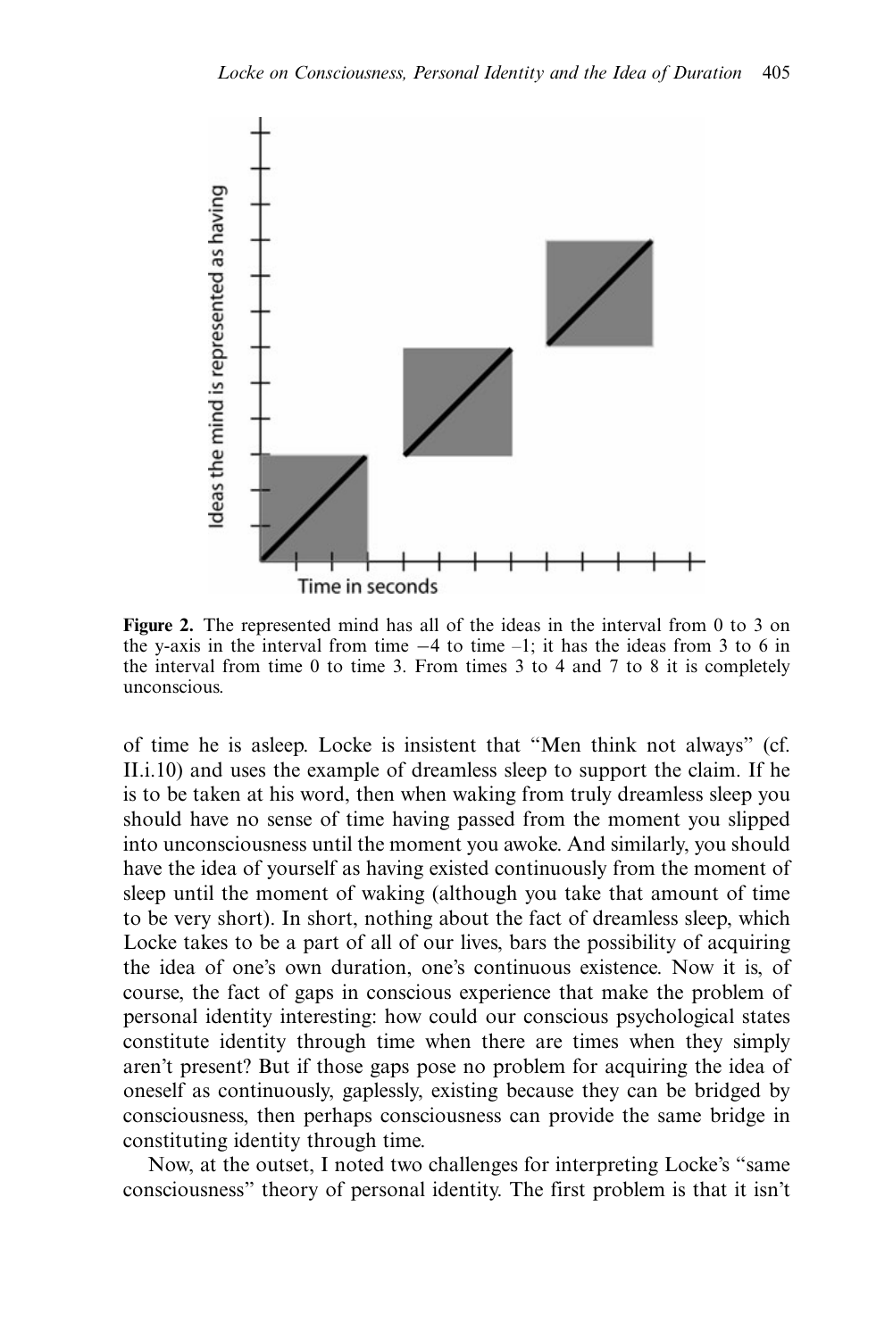**Figure 2.** The represented mind has all of the ideas in the interval from 0 to 3 on the y-axis in the interval from time −4 to time –1; it has the ideas from 3 to 6 in the interval from time 0 to time 3. From times 3 to 4 and 7 to 8 it is completely unconscious.

of time he is asleep. Locke is insistent that "Men think not always" (cf. II.i.10) and uses the example of dreamless sleep to support the claim. If he is to be taken at his word, then when waking from truly dreamless sleep you should have no sense of time having passed from the moment you slipped into unconsciousness until the moment you awoke. And similarly, you should have the idea of yourself as having existed continuously from the moment of sleep until the moment of waking (although you take that amount of time to be very short). In short, nothing about the fact of dreamless sleep, which Locke takes to be a part of all of our lives, bars the possibility of acquiring the idea of one's own duration, one's continuous existence. Now it is, of course, the fact of gaps in conscious experience that make the problem of personal identity interesting: how could our conscious psychological states constitute identity through time when there are times when they simply aren't present? But if those gaps pose no problem for acquiring the idea of oneself as continuously, gaplessly, existing because they can be bridged by consciousness, then perhaps consciousness can provide the same bridge in constituting identity through time.

Now, at the outset, I noted two challenges for interpreting Locke's "same consciousness" theory of personal identity. The first problem is that it isn't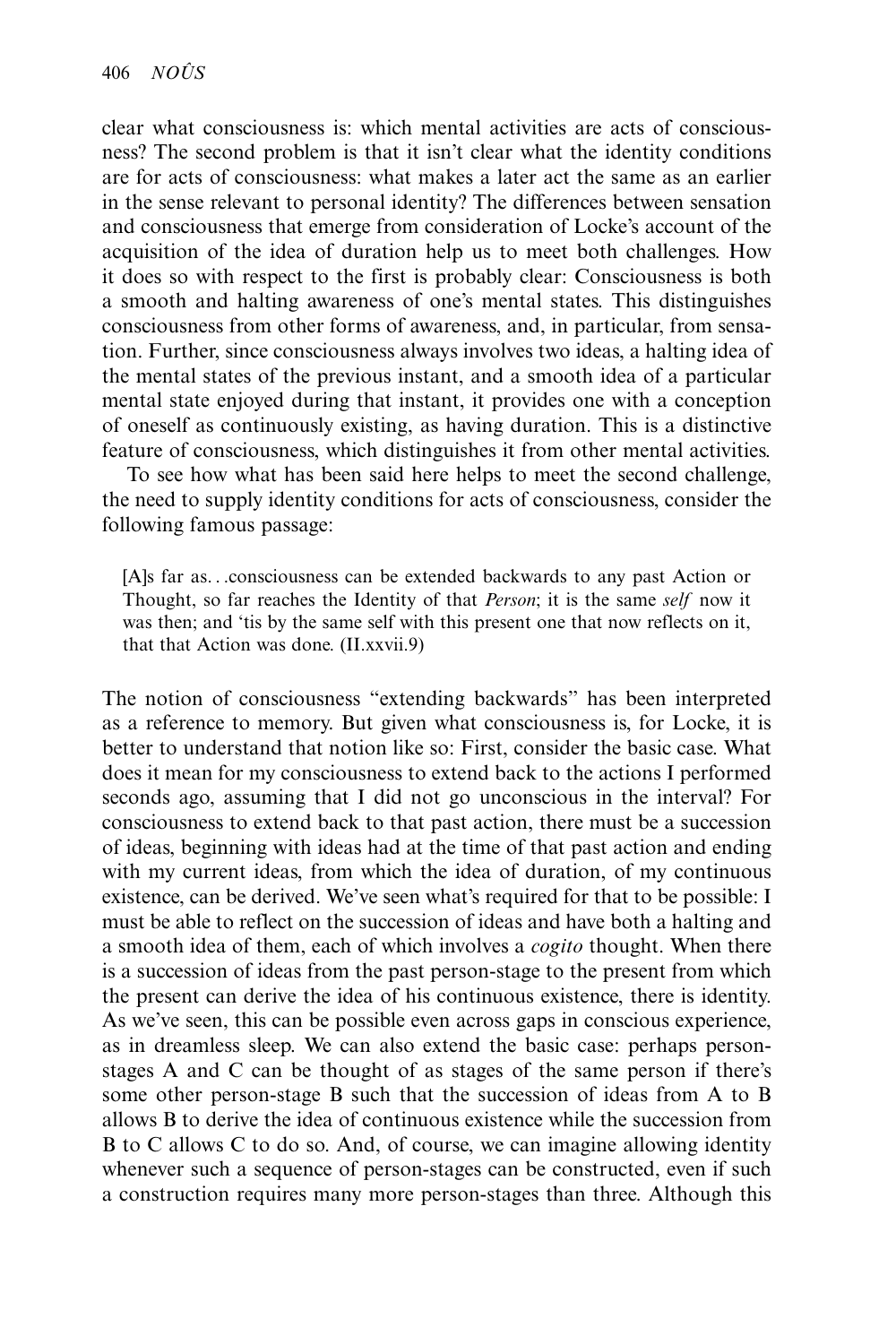clear what consciousness is: which mental activities are acts of consciousness? The second problem is that it isn't clear what the identity conditions are for acts of consciousness: what makes a later act the same as an earlier in the sense relevant to personal identity? The differences between sensation and consciousness that emerge from consideration of Locke's account of the acquisition of the idea of duration help us to meet both challenges. How it does so with respect to the first is probably clear: Consciousness is both a smooth and halting awareness of one's mental states. This distinguishes consciousness from other forms of awareness, and, in particular, from sensation. Further, since consciousness always involves two ideas, a halting idea of the mental states of the previous instant, and a smooth idea of a particular mental state enjoyed during that instant, it provides one with a conception of oneself as continuously existing, as having duration. This is a distinctive feature of consciousness, which distinguishes it from other mental activities.

To see how what has been said here helps to meet the second challenge, the need to supply identity conditions for acts of consciousness, consider the following famous passage:

> [A]s far as...consciousness can be extended backwards to any past Action or Thought, so far reaches the Identity of that *Person*; it is the same *self* now it was then; and 'tis by the same self with this present one that now reflects on it, that that Action was done. (II.xxvii.9)

The notion of consciousness "extending backwards" has been interpreted as a reference to memory. But given what consciousness is, for Locke, it is better to understand that notion like so: First, consider the basic case. What does it mean for my consciousness to extend back to the actions I performed seconds ago, assuming that I did not go unconscious in the interval? For consciousness to extend back to that past action, there must be a succession of ideas, beginning with ideas had at the time of that past action and ending with my current ideas, from which the idea of duration, of my continuous existence, can be derived. We've seen what's required for that to be possible: I must be able to reflect on the succession of ideas and have both a halting and a smooth idea of them, each of which involves a *cogito* thought. When there is a succession of ideas from the past person-stage to the present from which the present can derive the idea of his continuous existence, there is identity. As we've seen, this can be possible even across gaps in conscious experience, as in dreamless sleep. We can also extend the basic case: perhaps person-stages A and C can be thought of as stages of the same person if there's some other person-stage B such that the succession of ideas from A to B allows B to derive the idea of continuous existence while the succession from B to C allows C to do so. And, of course, we can imagine allowing identity whenever such a sequence of person-stages can be constructed, even if such a construction requires many more person-stages than three. Although this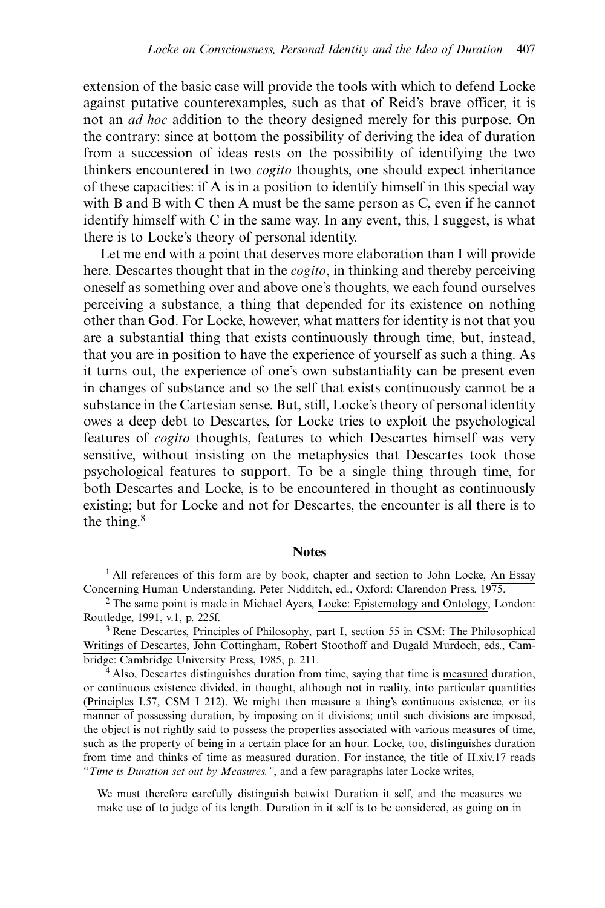extension of the basic case will provide the tools with which to defend Locke against putative counterexamples, such as that of Reid's brave officer, it is not an *ad hoc* addition to the theory designed merely for this purpose. On the contrary: since at bottom the possibility of deriving the idea of duration from a succession of ideas rests on the possibility of identifying the two thinkers encountered in two *cogito* thoughts, one should expect inheritance of these capacities: if A is in a position to identify himself in this special way with B and B with C then A must be the same person as C, even if he cannot identify himself with C in the same way. In any event, this, I suggest, is what there is to Locke's theory of personal identity.

Let me end with a point that deserves more elaboration than I will provide here. Descartes thought that in the *cogito*, in thinking and thereby perceiving oneself as something over and above one's thoughts, we each found ourselves perceiving a substance, a thing that depended for its existence on nothing other than God. For Locke, however, what matters for identity is not that you are a substantial thing that exists continuously through time, but, instead, that you are in position to have the experience of yourself as such a thing. As it turns out, the experience of one's own substantiality can be present even in changes of substance and so the self that exists continuously cannot be a substance in the Cartesian sense. But, still, Locke's theory of personal identity owes a deep debt to Descartes, for Locke tries to exploit the psychological features of *cogito* thoughts, features to which Descartes himself was very sensitive, without insisting on the metaphysics that Descartes took those psychological features to support. To be a single thing through time, for both Descartes and Locke, is to be encountered in thought as continuously existing; but for Locke and not for Descartes, the encounter is all there is to the thing.[8]

## Notes

[1] All references of this form are by book, chapter and section to John Locke, An Essay Concerning Human Understanding, Peter Nidditch, ed., Oxford: Clarendon Press, 1975.

[2] The same point is made in Michael Ayers, Locke: Epistemology and Ontology, London: Routledge, 1991, v.1, p. 225f.

[3] Rene Descartes, Principles of Philosophy, part I, section 55 in CSM: The Philosophical Writings of Descartes, John Cottingham, Robert Stoothoff and Dugald Murdoch, eds., Cambridge: Cambridge University Press, 1985, p. 211.

[4] Also, Descartes distinguishes duration from time, saying that time is measured duration, or continuous existence divided, in thought, although not in reality, into particular quantities (Principles I.57, CSM I 212). We might then measure a thing's continuous existence, or its manner of possessing duration, by imposing on it divisions; until such divisions are imposed, the object is not rightly said to possess the properties associated with various measures of time, such as the property of being in a certain place for an hour. Locke, too, distinguishes duration from time and thinks of time as measured duration. For instance, the title of II.xiv.17 reads "*Time is Duration set out by Measures.*", and a few paragraphs later Locke writes,

> We must therefore carefully distinguish betwixt Duration it self, and the measures we make use of to judge of its length. Duration in it self is to be considered, as going on in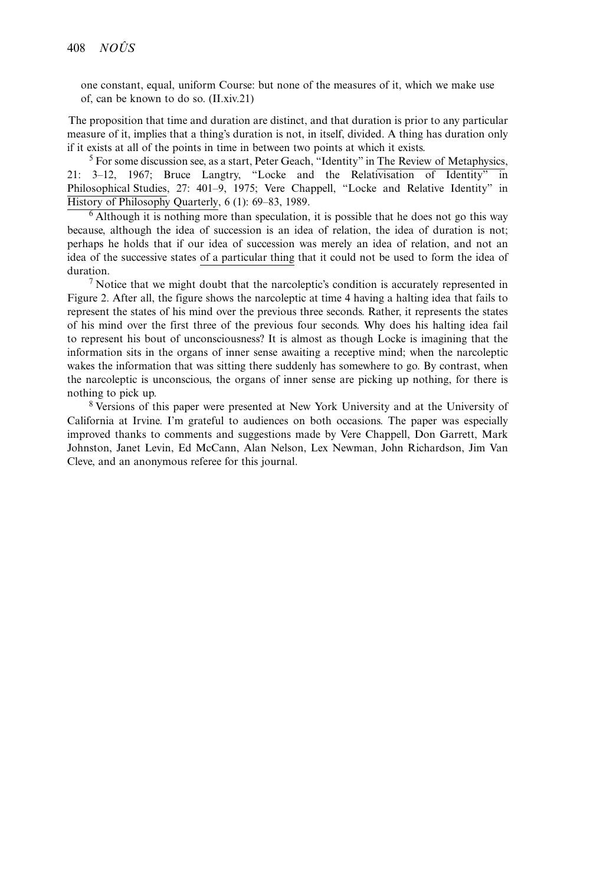one constant, equal, uniform Course: but none of the measures of it, which we make use of, can be known to do so. (II.xiv.21)

The proposition that time and duration are distinct, and that duration is prior to any particular measure of it, implies that a thing's duration is not, in itself, divided. A thing has duration only if it exists at all of the points in time in between two points at which it exists.

[5] For some discussion see, as a start, Peter Geach, "Identity" in The Review of Metaphysics, 21: 3–12, 1967; Bruce Langtry, "Locke and the Relativisation of Identity" in Philosophical Studies, 27: 401–9, 1975; Vere Chappell, "Locke and Relative Identity" in History of Philosophy Quarterly, 6 (1): 69–83, 1989.

[6] Although it is nothing more than speculation, it is possible that he does not go this way because, although the idea of succession is an idea of relation, the idea of duration is not; perhaps he holds that if our idea of succession was merely an idea of relation, and not an idea of the successive states of a particular thing that it could not be used to form the idea of duration.

[7] Notice that we might doubt that the narcoleptic's condition is accurately represented in Figure 2. After all, the figure shows the narcoleptic at time 4 having a halting idea that fails to represent the states of his mind over the previous three seconds. Rather, it represents the states of his mind over the first three of the previous four seconds. Why does his halting idea fail to represent his bout of unconsciousness? It is almost as though Locke is imagining that the information sits in the organs of inner sense awaiting a receptive mind; when the narcoleptic wakes the information that was sitting there suddenly has somewhere to go. By contrast, when the narcoleptic is unconscious, the organs of inner sense are picking up nothing, for there is nothing to pick up.

[8] Versions of this paper were presented at New York University and at the University of California at Irvine. I'm grateful to audiences on both occasions. The paper was especially improved thanks to comments and suggestions made by Vere Chappell, Don Garrett, Mark Johnston, Janet Levin, Ed McCann, Alan Nelson, Lex Newman, John Richardson, Jim Van Cleve, and an anonymous referee for this journal.